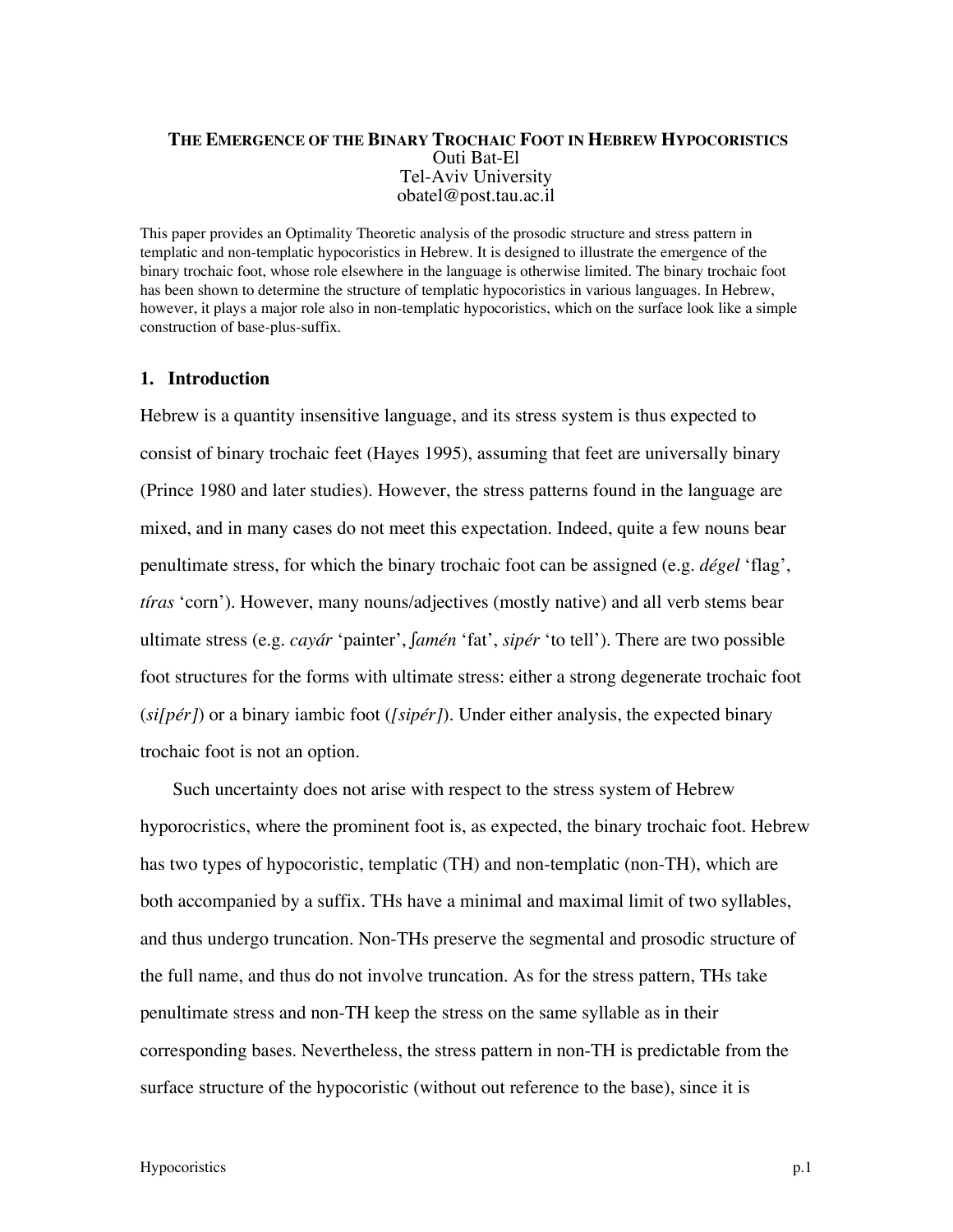**THE EMERGENCE OF THE BINARY TROCHAIC FOOT IN HEBREW HYPOCORISTICS**

Outi Bat-El
Tel-Aviv University
obatel@post.tau.ac.il

This paper provides an Optimality Theoretic analysis of the prosodic structure and stress pattern in templatic and non-templatic hypocoristics in Hebrew. It is designed to illustrate the emergence of the binary trochaic foot, whose role elsewhere in the language is otherwise limited. The binary trochaic foot has been shown to determine the structure of templatic hypocoristics in various languages. In Hebrew, however, it plays a major role also in non-templatic hypocoristics, which on the surface look like a simple construction of base-plus-suffix.

## 1. Introduction

Hebrew is a quantity insensitive language, and its stress system is thus expected to consist of binary trochaic feet (Hayes 1995), assuming that feet are universally binary (Prince 1980 and later studies). However, the stress patterns found in the language are mixed, and in many cases do not meet this expectation. Indeed, quite a few nouns bear penultimate stress, for which the binary trochaic foot can be assigned (e.g. *dégel* 'flag', *tíras* 'corn'). However, many nouns/adjectives (mostly native) and all verb stems bear ultimate stress (e.g. *cayár* 'painter', *ʃamén* 'fat', *sipér* 'to tell'). There are two possible foot structures for the forms with ultimate stress: either a strong degenerate trochaic foot (*si[pér]*) or a binary iambic foot (*[sipér]*). Under either analysis, the expected binary trochaic foot is not an option.

Such uncertainty does not arise with respect to the stress system of Hebrew hyporocristics, where the prominent foot is, as expected, the binary trochaic foot. Hebrew has two types of hypocoristic, templatic (TH) and non-templatic (non-TH), which are both accompanied by a suffix. THs have a minimal and maximal limit of two syllables, and thus undergo truncation. Non-THs preserve the segmental and prosodic structure of the full name, and thus do not involve truncation. As for the stress pattern, THs take penultimate stress and non-TH keep the stress on the same syllable as in their corresponding bases. Nevertheless, the stress pattern in non-TH is predictable from the surface structure of the hypocoristic (without out reference to the base), since it is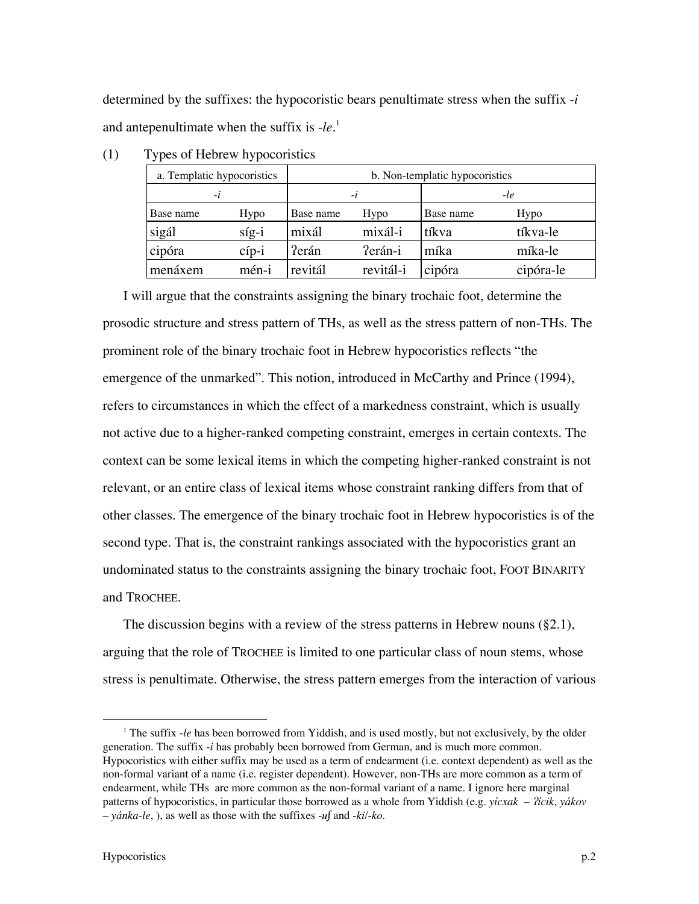determined by the suffixes: the hypocoristic bears penultimate stress when the suffix *-i* and antepenultimate when the suffix is *-le*.[1]

(1) Types of Hebrew hypocoristics

| a. Templatic hypocoristics | | b. Non-templatic hypocoristics | | | |
|---|---|---|---|---|---|
| *-i* | | *-i* | | *-le* | |
| Base name | Hypo | Base name | Hypo | Base name | Hypo |
| sigál | síg-i | mixál | mixál-i | tíkva | tíkva-le |
| cipóra | cíp-i | ʔerán | ʔerán-i | míka | míka-le |
| menáxem | mén-i | revitál | revitál-i | cipóra | cipóra-le |

I will argue that the constraints assigning the binary trochaic foot, determine the prosodic structure and stress pattern of THs, as well as the stress pattern of non-THs. The prominent role of the binary trochaic foot in Hebrew hypocoristics reflects "the emergence of the unmarked". This notion, introduced in McCarthy and Prince (1994), refers to circumstances in which the effect of a markedness constraint, which is usually not active due to a higher-ranked competing constraint, emerges in certain contexts. The context can be some lexical items in which the competing higher-ranked constraint is not relevant, or an entire class of lexical items whose constraint ranking differs from that of other classes. The emergence of the binary trochaic foot in Hebrew hypocoristics is of the second type. That is, the constraint rankings associated with the hypocoristics grant an undominated status to the constraints assigning the binary trochaic foot, FOOT BINARITY and TROCHEE.

The discussion begins with a review of the stress patterns in Hebrew nouns (§2.1), arguing that the role of TROCHEE is limited to one particular class of noun stems, whose stress is penultimate. Otherwise, the stress pattern emerges from the interaction of various

[1] The suffix *-le* has been borrowed from Yiddish, and is used mostly, but not exclusively, by the older generation. The suffix *-i* has probably been borrowed from German, and is much more common. Hypocoristics with either suffix may be used as a term of endearment (i.e. context dependent) as well as the non-formal variant of a name (i.e. register dependent). However, non-THs are more common as a term of endearment, while THs are more common as the non-formal variant of a name. I ignore here marginal patterns of hypocoristics, in particular those borrowed as a whole from Yiddish (e.g. *yícxak – ʔícik*, *yákov – yánka-le*, ), as well as those with the suffixes *-uʃ* and *-ki*/*-ko*.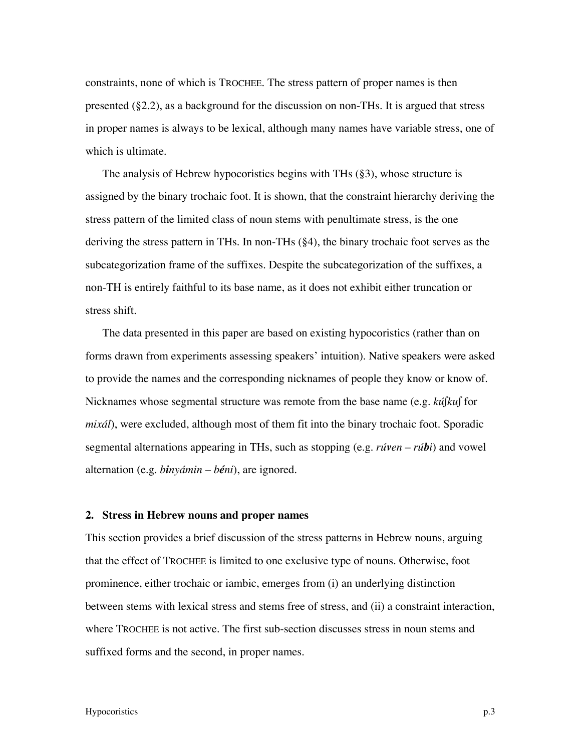constraints, none of which is TROCHEE. The stress pattern of proper names is then presented (§2.2), as a background for the discussion on non-THs. It is argued that stress in proper names is always to be lexical, although many names have variable stress, one of which is ultimate.

The analysis of Hebrew hypocoristics begins with THs (§3), whose structure is assigned by the binary trochaic foot. It is shown, that the constraint hierarchy deriving the stress pattern of the limited class of noun stems with penultimate stress, is the one deriving the stress pattern in THs. In non-THs (§4), the binary trochaic foot serves as the subcategorization frame of the suffixes. Despite the subcategorization of the suffixes, a non-TH is entirely faithful to its base name, as it does not exhibit either truncation or stress shift.

The data presented in this paper are based on existing hypocoristics (rather than on forms drawn from experiments assessing speakers' intuition). Native speakers were asked to provide the names and the corresponding nicknames of people they know or know of. Nicknames whose segmental structure was remote from the base name (e.g. *kúʃkuʃ* for *mixál*), were excluded, although most of them fit into the binary trochaic foot. Sporadic segmental alternations appearing in THs, such as stopping (e.g. *rú**v**en* – *rú**b**i*) and vowel alternation (e.g. ***b**inyámin* – ***bé**ni*), are ignored.

## 2. Stress in Hebrew nouns and proper names

This section provides a brief discussion of the stress patterns in Hebrew nouns, arguing that the effect of TROCHEE is limited to one exclusive type of nouns. Otherwise, foot prominence, either trochaic or iambic, emerges from (i) an underlying distinction between stems with lexical stress and stems free of stress, and (ii) a constraint interaction, where TROCHEE is not active. The first sub-section discusses stress in noun stems and suffixed forms and the second, in proper names.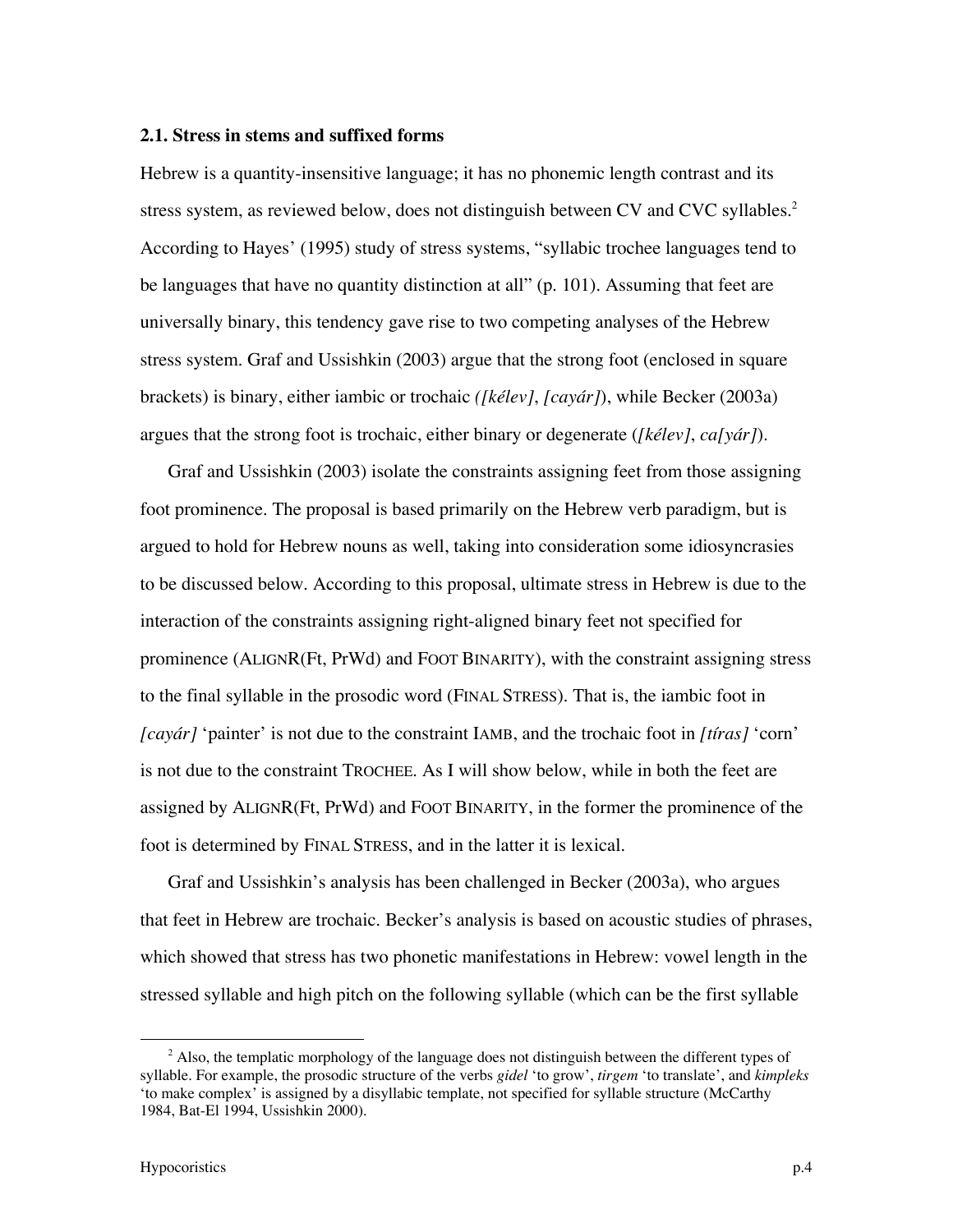### 2.1. Stress in stems and suffixed forms

Hebrew is a quantity-insensitive language; it has no phonemic length contrast and its stress system, as reviewed below, does not distinguish between CV and CVC syllables.[2] According to Hayes' (1995) study of stress systems, "syllabic trochee languages tend to be languages that have no quantity distinction at all" (p. 101). Assuming that feet are universally binary, this tendency gave rise to two competing analyses of the Hebrew stress system. Graf and Ussishkin (2003) argue that the strong foot (enclosed in square brackets) is binary, either iambic or trochaic *([kélev]*, *[cayár]*), while Becker (2003a) argues that the strong foot is trochaic, either binary or degenerate (*[kélev]*, *ca[yár]*).

Graf and Ussishkin (2003) isolate the constraints assigning feet from those assigning foot prominence. The proposal is based primarily on the Hebrew verb paradigm, but is argued to hold for Hebrew nouns as well, taking into consideration some idiosyncrasies to be discussed below. According to this proposal, ultimate stress in Hebrew is due to the interaction of the constraints assigning right-aligned binary feet not specified for prominence (ALIGNR(Ft, PrWd) and FOOT BINARITY), with the constraint assigning stress to the final syllable in the prosodic word (FINAL STRESS). That is, the iambic foot in *[cayár]* 'painter' is not due to the constraint IAMB, and the trochaic foot in *[tíras]* 'corn' is not due to the constraint TROCHEE. As I will show below, while in both the feet are assigned by ALIGNR(Ft, PrWd) and FOOT BINARITY, in the former the prominence of the foot is determined by FINAL STRESS, and in the latter it is lexical.

Graf and Ussishkin's analysis has been challenged in Becker (2003a), who argues that feet in Hebrew are trochaic. Becker's analysis is based on acoustic studies of phrases, which showed that stress has two phonetic manifestations in Hebrew: vowel length in the stressed syllable and high pitch on the following syllable (which can be the first syllable

---

[2] Also, the templatic morphology of the language does not distinguish between the different types of syllable. For example, the prosodic structure of the verbs *gidel* 'to grow', *tirgem* 'to translate', and *kimpleks* 'to make complex' is assigned by a disyllabic template, not specified for syllable structure (McCarthy 1984, Bat-El 1994, Ussishkin 2000).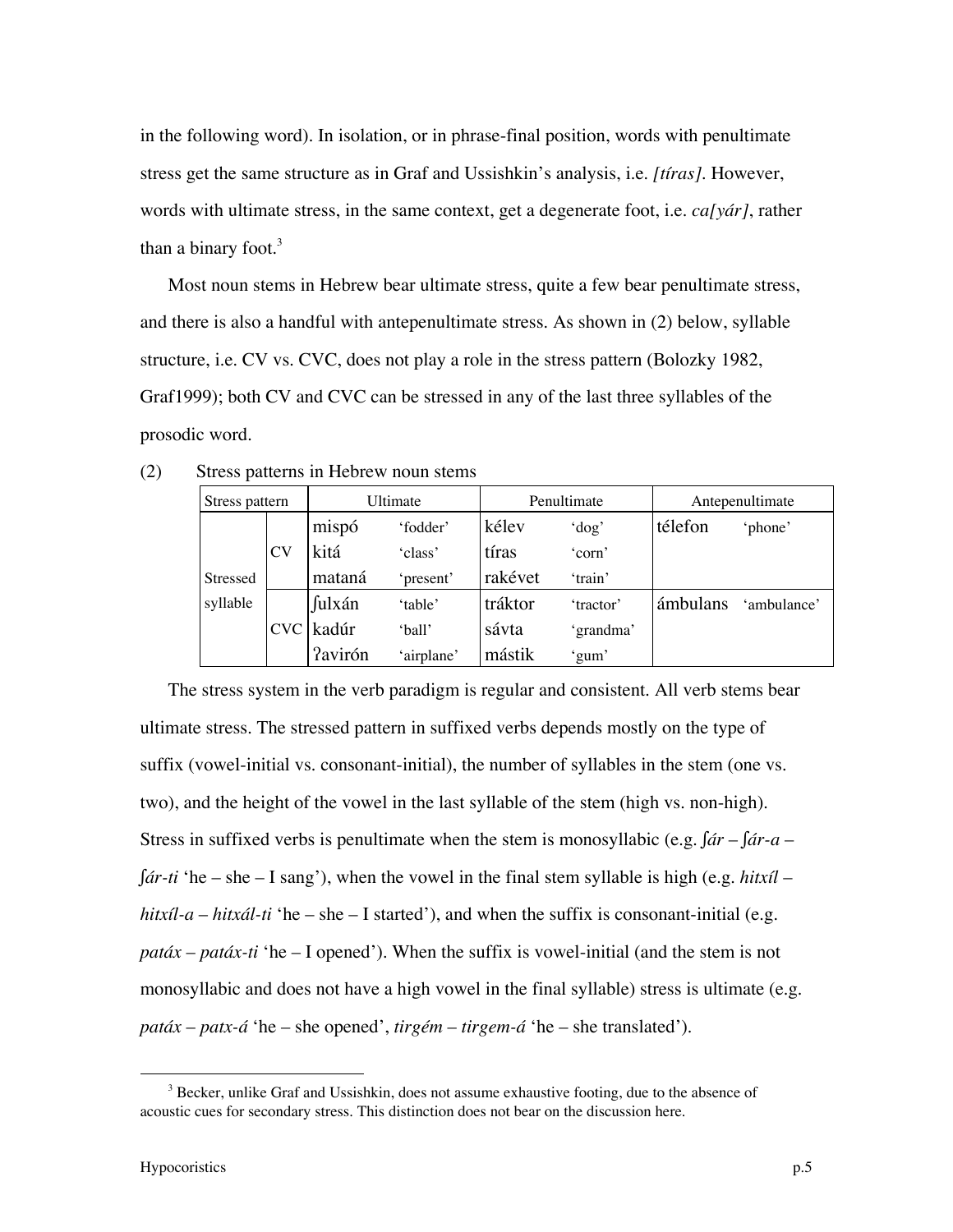in the following word). In isolation, or in phrase-final position, words with penultimate stress get the same structure as in Graf and Ussishkin's analysis, i.e. *[tíras]*. However, words with ultimate stress, in the same context, get a degenerate foot, i.e. *ca[yár]*, rather than a binary foot.[3]

Most noun stems in Hebrew bear ultimate stress, quite a few bear penultimate stress, and there is also a handful with antepenultimate stress. As shown in (2) below, syllable structure, i.e. CV vs. CVC, does not play a role in the stress pattern (Bolozky 1982, Graf1999); both CV and CVC can be stressed in any of the last three syllables of the prosodic word.

(2) Stress patterns in Hebrew noun stems

| Stress pattern | | Ultimate | | Penultimate | | Antepenultimate | |
|---|---|---|---|---|---|---|---|
| Stressed syllable | CV | mispó | 'fodder' | kélev | 'dog' | télefon | 'phone' |
| | | kitá | 'class' | tíras | 'corn' | | |
| | | mataná | 'present' | rakévet | 'train' | | |
| | CVC | ʃulxán | 'table' | tráktor | 'tractor' | ámbulans | 'ambulance' |
| | | kadúr | 'ball' | sávta | 'grandma' | | |
| | | ʔavirón | 'airplane' | mástik | 'gum' | | |

The stress system in the verb paradigm is regular and consistent. All verb stems bear ultimate stress. The stressed pattern in suffixed verbs depends mostly on the type of suffix (vowel-initial vs. consonant-initial), the number of syllables in the stem (one vs. two), and the height of the vowel in the last syllable of the stem (high vs. non-high). Stress in suffixed verbs is penultimate when the stem is monosyllabic (e.g. *ʃár – ʃár-a – ʃár-ti* 'he – she – I sang'), when the vowel in the final stem syllable is high (e.g. *hitxíl – hitxíl-a – hitxál-ti* 'he – she – I started'), and when the suffix is consonant-initial (e.g. *patáx – patáx-ti* 'he – I opened'). When the suffix is vowel-initial (and the stem is not monosyllabic and does not have a high vowel in the final syllable) stress is ultimate (e.g. *patáx – patx-á* 'he – she opened', *tirgém – tirgem-á* 'he – she translated').

[3] Becker, unlike Graf and Ussishkin, does not assume exhaustive footing, due to the absence of acoustic cues for secondary stress. This distinction does not bear on the discussion here.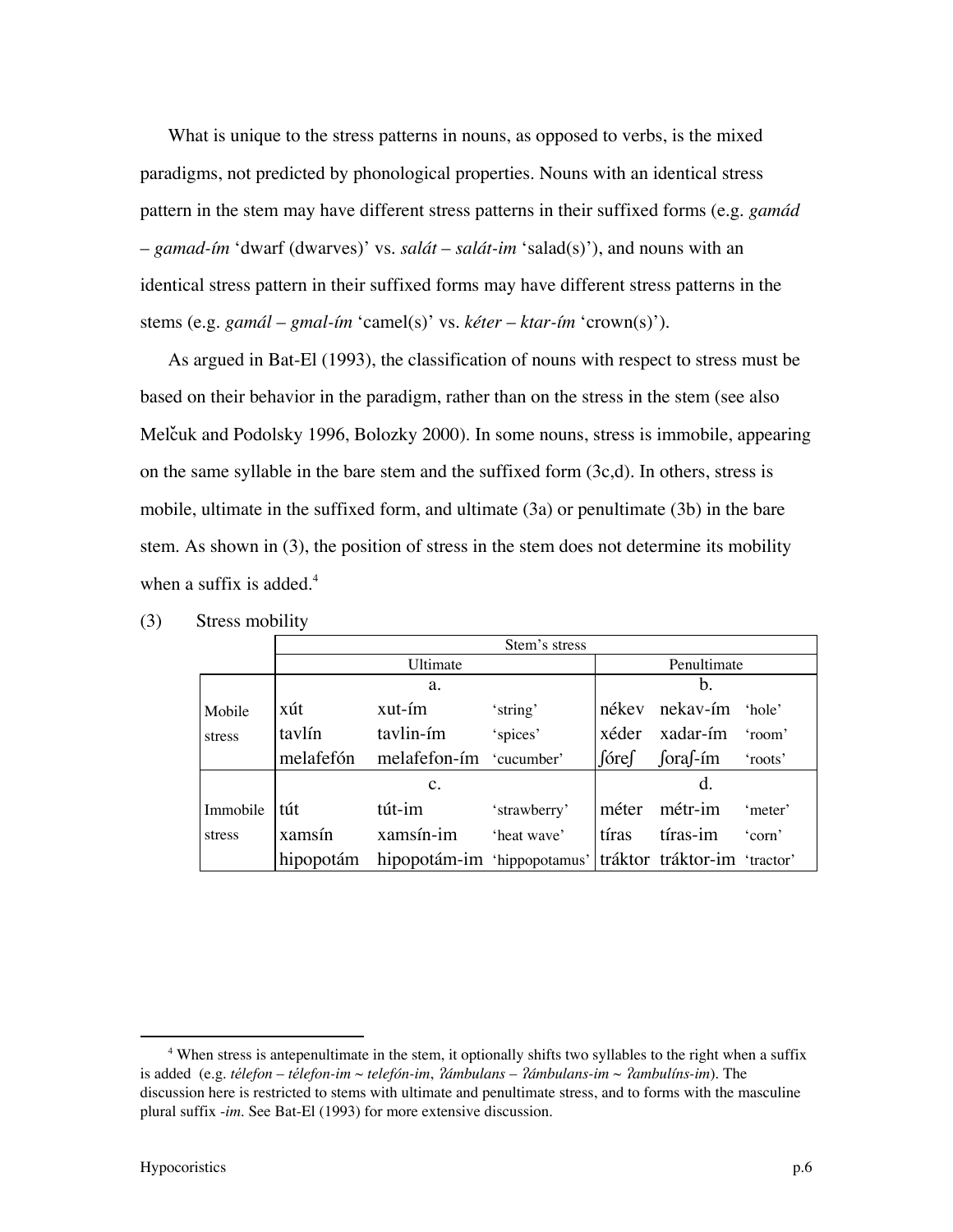What is unique to the stress patterns in nouns, as opposed to verbs, is the mixed paradigms, not predicted by phonological properties. Nouns with an identical stress pattern in the stem may have different stress patterns in their suffixed forms (e.g. *gamád – gamad-ím* 'dwarf (dwarves)' vs. *salát – salát-im* 'salad(s)'), and nouns with an identical stress pattern in their suffixed forms may have different stress patterns in the stems (e.g. *gamál – gmal-ím* 'camel(s)' vs. *kéter – ktar-ím* 'crown(s)').

As argued in Bat-El (1993), the classification of nouns with respect to stress must be based on their behavior in the paradigm, rather than on the stress in the stem (see also Melčuk and Podolsky 1996, Bolozky 2000). In some nouns, stress is immobile, appearing on the same syllable in the bare stem and the suffixed form (3c,d). In others, stress is mobile, ultimate in the suffixed form, and ultimate (3a) or penultimate (3b) in the bare stem. As shown in (3), the position of stress in the stem does not determine its mobility when a suffix is added.[4]

(3) Stress mobility

| | Stem's stress | | | | | |
|---|---|---|---|---|---|---|
| | Ultimate | | | Penultimate | | |
| | a. | | | b. | | |
| Mobile stress | xút | xut-ím | 'string' | nékev | nekav-ím | 'hole' |
| | tavlín | tavlin-ím | 'spices' | xéder | xadar-ím | 'room' |
| | melafefón | melafefon-ím | 'cucumber' | ʃóreʃ | ʃoraʃ-ím | 'roots' |
| | c. | | | d. | | |
| Immobile stress | tút | tút-im | 'strawberry' | méter | métr-im | 'meter' |
| | xamsín | xamsín-im | 'heat wave' | tíras | tíras-im | 'corn' |
| | hipopotám | hipopotám-im | 'hippopotamus' | tráktor | tráktor-im | 'tractor' |

[4] When stress is antepenultimate in the stem, it optionally shifts two syllables to the right when a suffix is added (e.g. *télefon – télefon-im ~ telefón-im*, *ʔámbulans – ʔámbulans-im ~ ʔambulíns-im*). The discussion here is restricted to stems with ultimate and penultimate stress, and to forms with the masculine plural suffix *-im*. See Bat-El (1993) for more extensive discussion.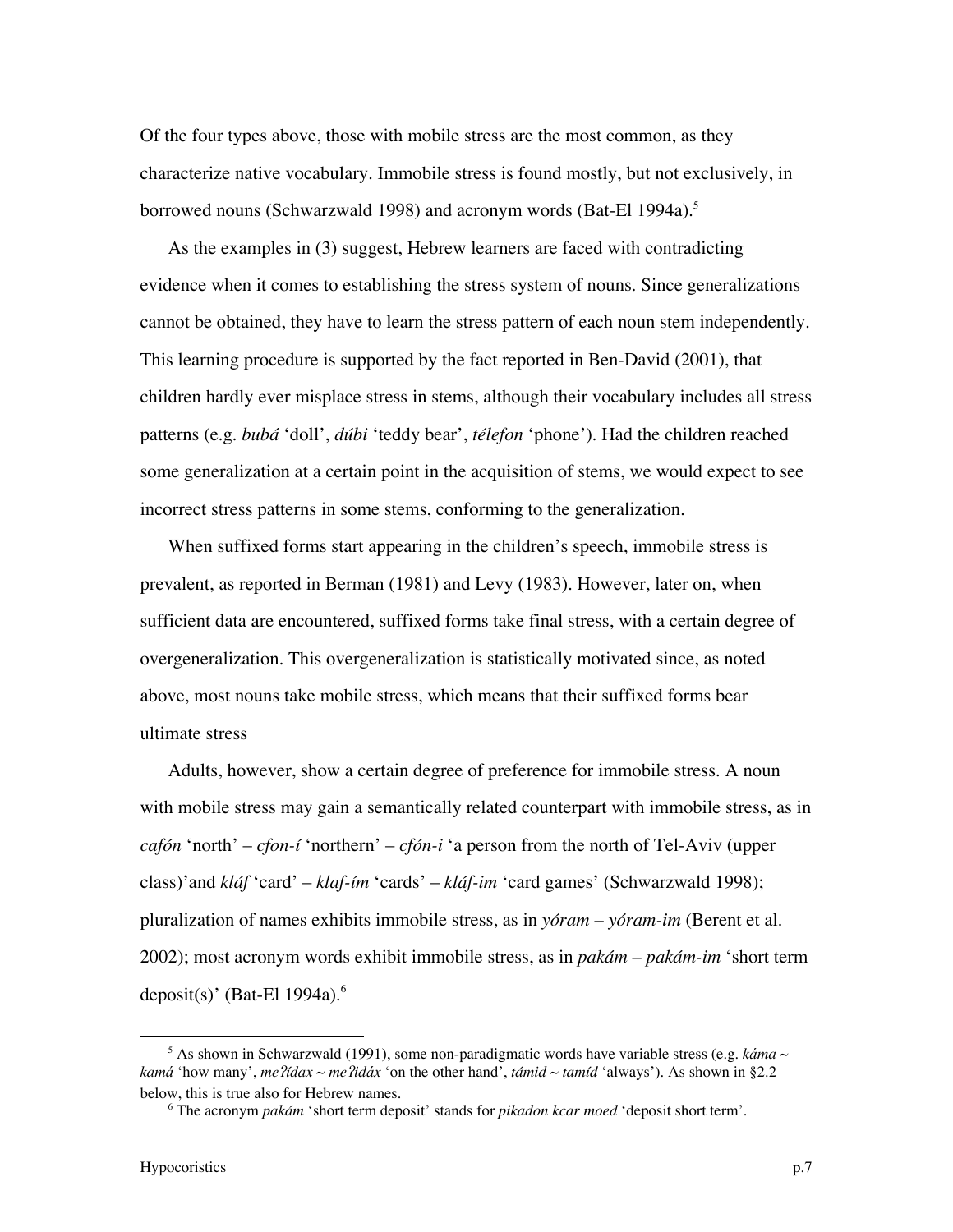Of the four types above, those with mobile stress are the most common, as they characterize native vocabulary. Immobile stress is found mostly, but not exclusively, in borrowed nouns (Schwarzwald 1998) and acronym words (Bat-El 1994a).[5]

As the examples in (3) suggest, Hebrew learners are faced with contradicting evidence when it comes to establishing the stress system of nouns. Since generalizations cannot be obtained, they have to learn the stress pattern of each noun stem independently. This learning procedure is supported by the fact reported in Ben-David (2001), that children hardly ever misplace stress in stems, although their vocabulary includes all stress patterns (e.g. *bubá* 'doll', *dúbi* 'teddy bear', *télefon* 'phone'). Had the children reached some generalization at a certain point in the acquisition of stems, we would expect to see incorrect stress patterns in some stems, conforming to the generalization.

When suffixed forms start appearing in the children's speech, immobile stress is prevalent, as reported in Berman (1981) and Levy (1983). However, later on, when sufficient data are encountered, suffixed forms take final stress, with a certain degree of overgeneralization. This overgeneralization is statistically motivated since, as noted above, most nouns take mobile stress, which means that their suffixed forms bear ultimate stress

Adults, however, show a certain degree of preference for immobile stress. A noun with mobile stress may gain a semantically related counterpart with immobile stress, as in *cafón* 'north' – *cfon-í* 'northern' – *cfón-i* 'a person from the north of Tel-Aviv (upper class)'and *kláf* 'card' – *klaf-ím* 'cards' – *kláf-im* 'card games' (Schwarzwald 1998); pluralization of names exhibits immobile stress, as in *yóram* – *yóram-im* (Berent et al. 2002); most acronym words exhibit immobile stress, as in *pakám* – *pakám-im* 'short term deposit(s)' (Bat-El 1994a).[6]

---

[5] As shown in Schwarzwald (1991), some non-paradigmatic words have variable stress (e.g. *káma* ~ *kamá* 'how many', *meʔídax* ~ *meʔidáx* 'on the other hand', *támid* ~ *tamíd* 'always'). As shown in §2.2 below, this is true also for Hebrew names.

[6] The acronym *pakám* 'short term deposit' stands for *pikadon kcar moed* 'deposit short term'.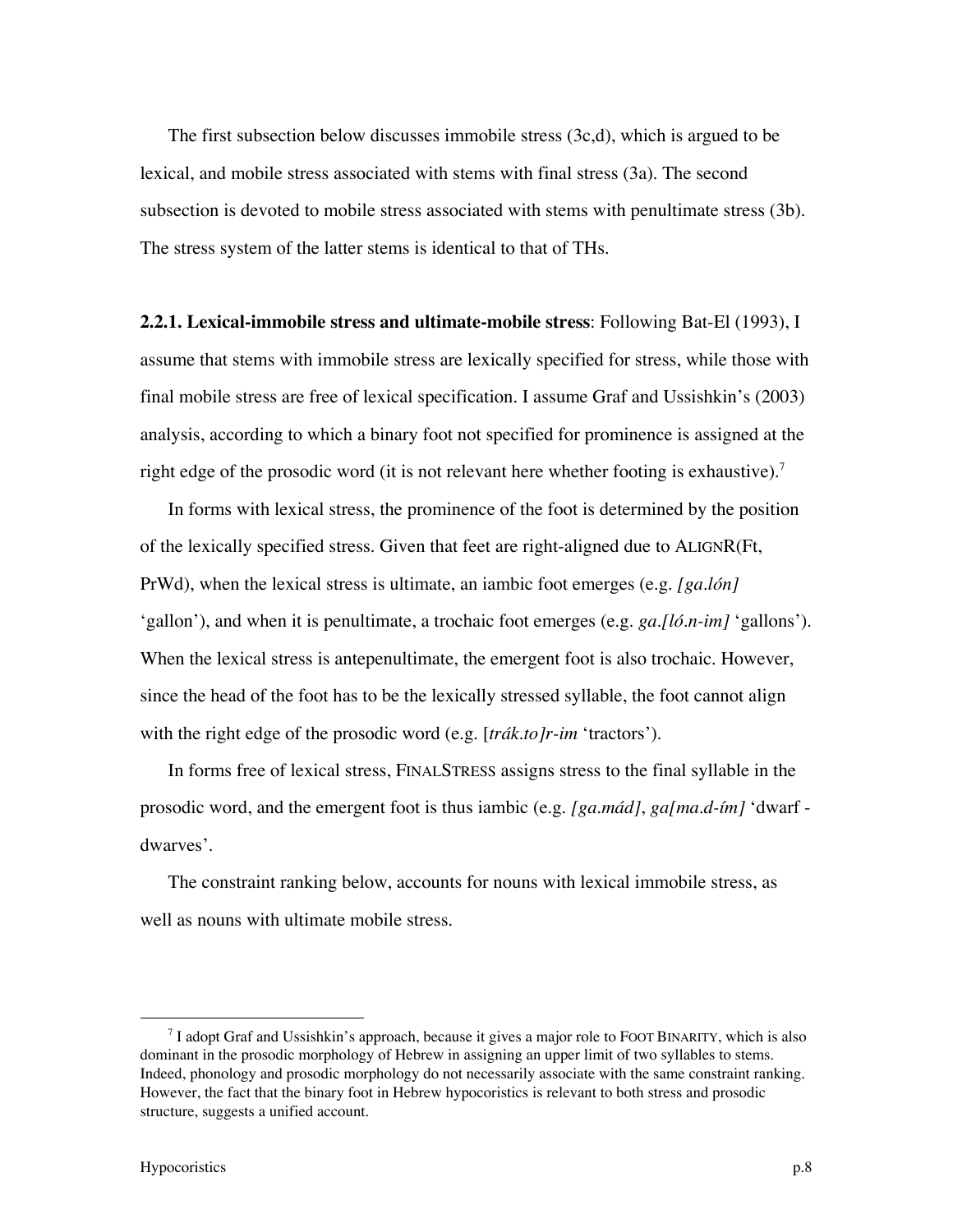The first subsection below discusses immobile stress (3c,d), which is argued to be lexical, and mobile stress associated with stems with final stress (3a). The second subsection is devoted to mobile stress associated with stems with penultimate stress (3b). The stress system of the latter stems is identical to that of THs.

**2.2.1. Lexical-immobile stress and ultimate-mobile stress**: Following Bat-El (1993), I assume that stems with immobile stress are lexically specified for stress, while those with final mobile stress are free of lexical specification. I assume Graf and Ussishkin's (2003) analysis, according to which a binary foot not specified for prominence is assigned at the right edge of the prosodic word (it is not relevant here whether footing is exhaustive).[7]

In forms with lexical stress, the prominence of the foot is determined by the position of the lexically specified stress. Given that feet are right-aligned due to ALIGNR(Ft, PrWd), when the lexical stress is ultimate, an iambic foot emerges (e.g. *[ga.lón]* 'gallon'), and when it is penultimate, a trochaic foot emerges (e.g. *ga.[ló.n-im]* 'gallons'). When the lexical stress is antepenultimate, the emergent foot is also trochaic. However, since the head of the foot has to be the lexically stressed syllable, the foot cannot align with the right edge of the prosodic word (e.g. [*trák.to]r-im* 'tractors').

In forms free of lexical stress, FINALSTRESS assigns stress to the final syllable in the prosodic word, and the emergent foot is thus iambic (e.g. *[ga.mád]*, *ga[ma.d-ím]* 'dwarf - dwarves'.

The constraint ranking below, accounts for nouns with lexical immobile stress, as well as nouns with ultimate mobile stress.

---

[7] I adopt Graf and Ussishkin's approach, because it gives a major role to FOOT BINARITY, which is also dominant in the prosodic morphology of Hebrew in assigning an upper limit of two syllables to stems. Indeed, phonology and prosodic morphology do not necessarily associate with the same constraint ranking. However, the fact that the binary foot in Hebrew hypocoristics is relevant to both stress and prosodic structure, suggests a unified account.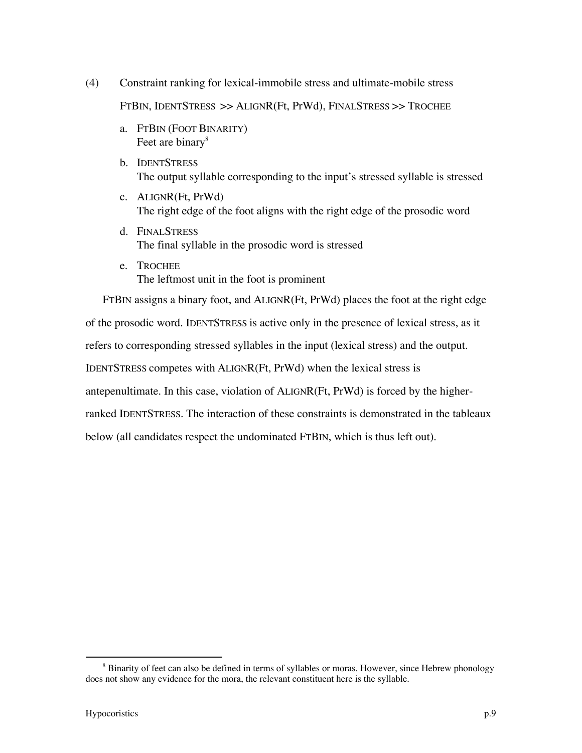(4) Constraint ranking for lexical-immobile stress and ultimate-mobile stress

FTBIN, IDENTSTRESS >> ALIGNR(Ft, PrWd), FINALSTRESS >> TROCHEE

a. FTBIN (FOOT BINARITY)
   Feet are binary[8]

b. IDENTSTRESS
   The output syllable corresponding to the input's stressed syllable is stressed

c. ALIGNR(Ft, PrWd)
   The right edge of the foot aligns with the right edge of the prosodic word

d. FINALSTRESS
   The final syllable in the prosodic word is stressed

e. TROCHEE
   The leftmost unit in the foot is prominent

FTBIN assigns a binary foot, and ALIGNR(Ft, PrWd) places the foot at the right edge of the prosodic word. IDENTSTRESS is active only in the presence of lexical stress, as it refers to corresponding stressed syllables in the input (lexical stress) and the output. IDENTSTRESS competes with ALIGNR(Ft, PrWd) when the lexical stress is antepenultimate. In this case, violation of ALIGNR(Ft, PrWd) is forced by the higher-ranked IDENTSTRESS. The interaction of these constraints is demonstrated in the tableaux below (all candidates respect the undominated FTBIN, which is thus left out).

[8] Binarity of feet can also be defined in terms of syllables or moras. However, since Hebrew phonology does not show any evidence for the mora, the relevant constituent here is the syllable.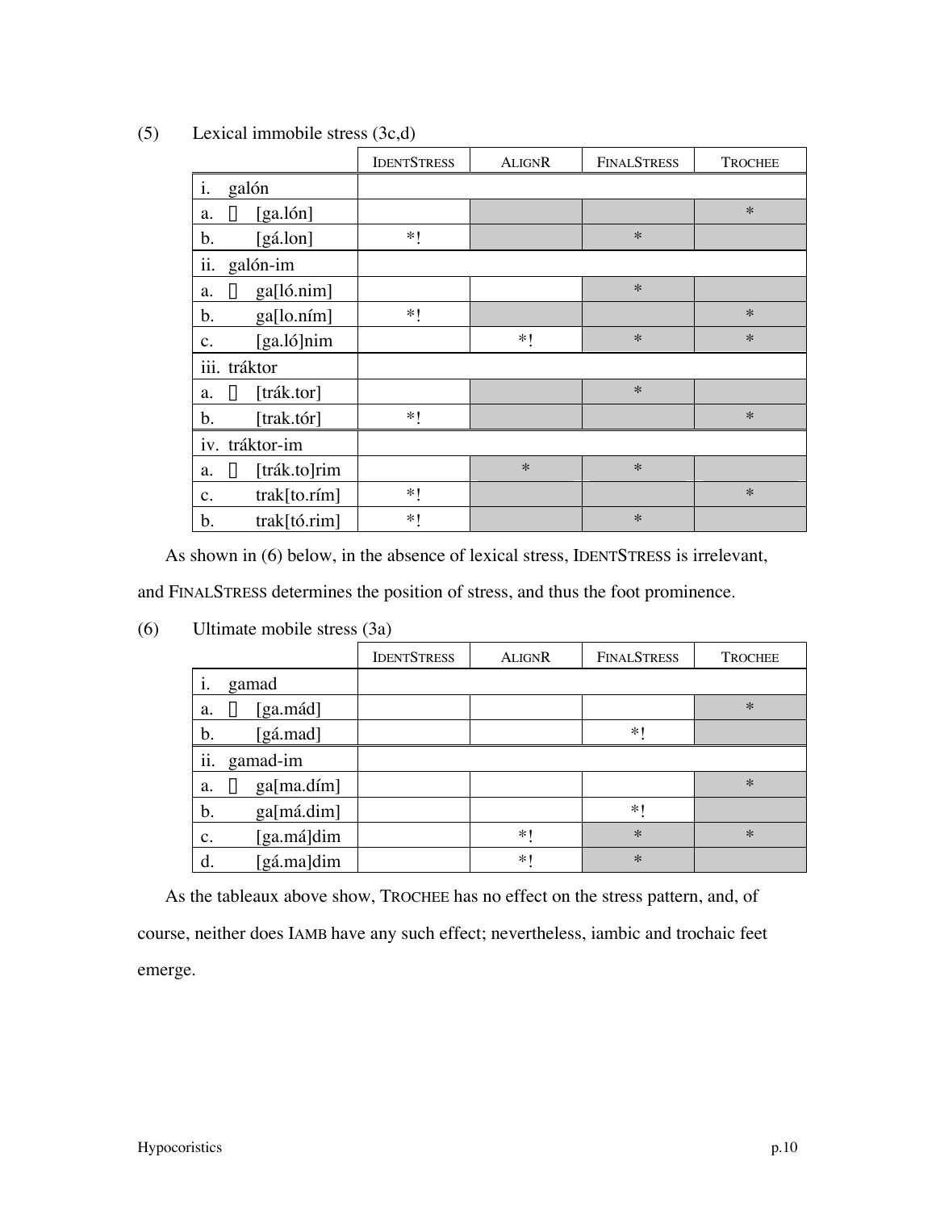(5) Lexical immobile stress (3c,d)

| | IDENTSTRESS | ALIGNR | FINALSTRESS | TROCHEE |
|---|---|---|---|---|
| i. galón | | | | |
| a. ☞ [ga.lón] | | | | * |
| b. [gá.lon] | *! | | * | |
| ii. galón-im | | | | |
| a. ☞ ga[ló.nim] | | | * | |
| b. ga[lo.ním] | *! | | | * |
| c. [ga.ló]nim | | *! | * | * |
| iii. tráktor | | | | |
| a. ☞ [trák.tor] | | | * | |
| b. [trak.tór] | *! | | | * |
| iv. tráktor-im | | | | |
| a. ☞ [trák.to]rim | | * | * | |
| c. trak[to.rím] | *! | | | * |
| b. trak[tó.rim] | *! | | * | |

As shown in (6) below, in the absence of lexical stress, IDENTSTRESS is irrelevant, and FINALSTRESS determines the position of stress, and thus the foot prominence.

(6) Ultimate mobile stress (3a)

| | IDENTSTRESS | ALIGNR | FINALSTRESS | TROCHEE |
|---|---|---|---|---|
| i. gamad | | | | |
| a. ☞ [ga.mád] | | | | * |
| b. [gá.mad] | | | *! | |
| ii. gamad-im | | | | |
| a. ☞ ga[ma.dím] | | | | * |
| b. ga[má.dim] | | | *! | |
| c. [ga.má]dim | | *! | * | * |
| d. [gá.ma]dim | | *! | * | |

As the tableaux above show, TROCHEE has no effect on the stress pattern, and, of course, neither does IAMB have any such effect; nevertheless, iambic and trochaic feet emerge.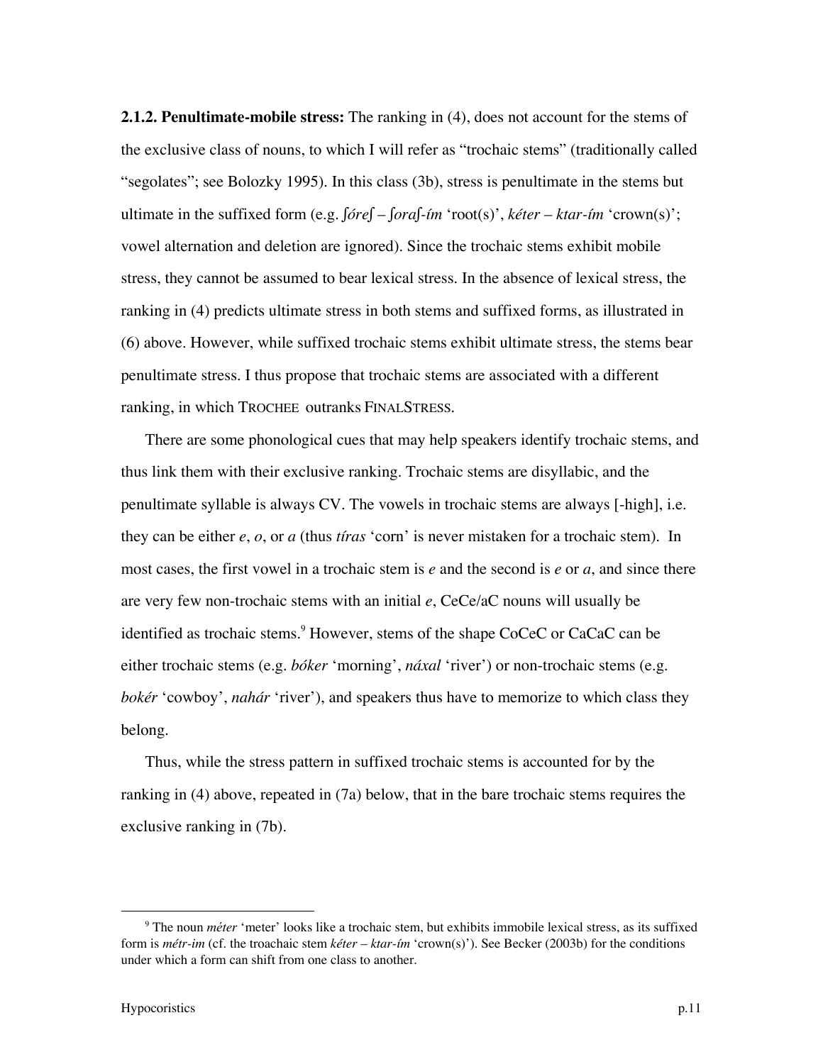**2.1.2. Penultimate-mobile stress:** The ranking in (4), does not account for the stems of the exclusive class of nouns, to which I will refer as "trochaic stems" (traditionally called "segolates"; see Bolozky 1995). In this class (3b), stress is penultimate in the stems but ultimate in the suffixed form (e.g. *ʃóreʃ – ʃoraʃ-ím* 'root(s)', *kéter – ktar-ím* 'crown(s)'; vowel alternation and deletion are ignored). Since the trochaic stems exhibit mobile stress, they cannot be assumed to bear lexical stress. In the absence of lexical stress, the ranking in (4) predicts ultimate stress in both stems and suffixed forms, as illustrated in (6) above. However, while suffixed trochaic stems exhibit ultimate stress, the stems bear penultimate stress. I thus propose that trochaic stems are associated with a different ranking, in which TROCHEE outranks FINALSTRESS.

There are some phonological cues that may help speakers identify trochaic stems, and thus link them with their exclusive ranking. Trochaic stems are disyllabic, and the penultimate syllable is always CV. The vowels in trochaic stems are always [-high], i.e. they can be either *e*, *o*, or *a* (thus *tíras* 'corn' is never mistaken for a trochaic stem). In most cases, the first vowel in a trochaic stem is *e* and the second is *e* or *a*, and since there are very few non-trochaic stems with an initial *e*, CeCe/aC nouns will usually be identified as trochaic stems.[9] However, stems of the shape CoCeC or CaCaC can be either trochaic stems (e.g. *bóker* 'morning', *náxal* 'river') or non-trochaic stems (e.g. *bokér* 'cowboy', *nahár* 'river'), and speakers thus have to memorize to which class they belong.

Thus, while the stress pattern in suffixed trochaic stems is accounted for by the ranking in (4) above, repeated in (7a) below, that in the bare trochaic stems requires the exclusive ranking in (7b).

---

[9] The noun *méter* 'meter' looks like a trochaic stem, but exhibits immobile lexical stress, as its suffixed form is *métr-im* (cf. the troachaic stem *kéter – ktar-ím* 'crown(s)'). See Becker (2003b) for the conditions under which a form can shift from one class to another.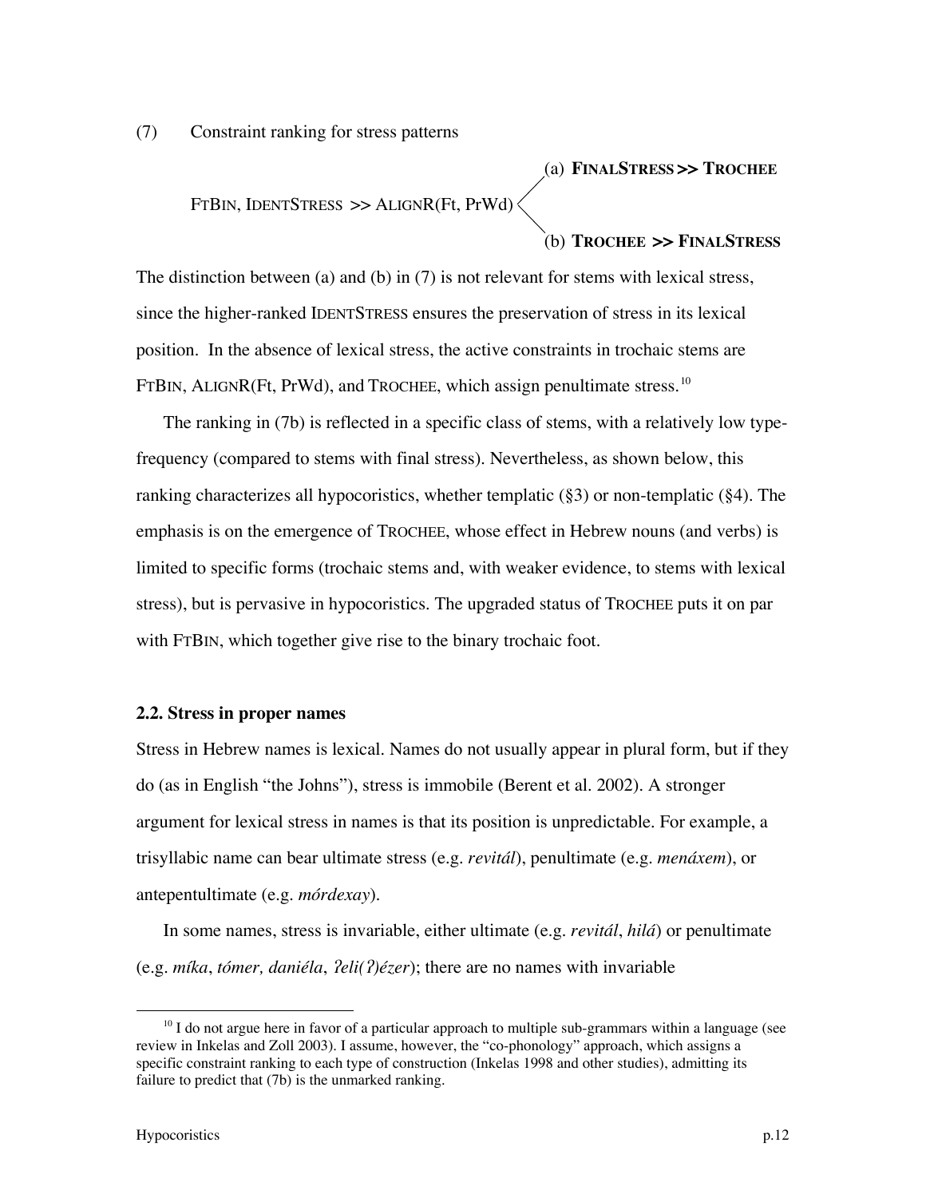(7) Constraint ranking for stress patterns

FtBin, IdentStress >> AlignR(Ft, PrWd) <
- (a) **FinalStress >> Trochee**
- (b) **Trochee >> FinalStress**

The distinction between (a) and (b) in (7) is not relevant for stems with lexical stress, since the higher-ranked IdentStress ensures the preservation of stress in its lexical position. In the absence of lexical stress, the active constraints in trochaic stems are FtBin, AlignR(Ft, PrWd), and Trochee, which assign penultimate stress.[10]

The ranking in (7b) is reflected in a specific class of stems, with a relatively low type-frequency (compared to stems with final stress). Nevertheless, as shown below, this ranking characterizes all hypocoristics, whether templatic (§3) or non-templatic (§4). The emphasis is on the emergence of Trochee, whose effect in Hebrew nouns (and verbs) is limited to specific forms (trochaic stems and, with weaker evidence, to stems with lexical stress), but is pervasive in hypocoristics. The upgraded status of Trochee puts it on par with FtBin, which together give rise to the binary trochaic foot.

### 2.2. Stress in proper names

Stress in Hebrew names is lexical. Names do not usually appear in plural form, but if they do (as in English "the Johns"), stress is immobile (Berent et al. 2002). A stronger argument for lexical stress in names is that its position is unpredictable. For example, a trisyllabic name can bear ultimate stress (e.g. *revitál*), penultimate (e.g. *menáxem*), or antepentultimate (e.g. *mórdexay*).

In some names, stress is invariable, either ultimate (e.g. *revitál*, *hilá*) or penultimate (e.g. *míka*, *tómer, daniéla*, *ʔeli(ʔ)ézer*); there are no names with invariable

---

[10] I do not argue here in favor of a particular approach to multiple sub-grammars within a language (see review in Inkelas and Zoll 2003). I assume, however, the "co-phonology" approach, which assigns a specific constraint ranking to each type of construction (Inkelas 1998 and other studies), admitting its failure to predict that (7b) is the unmarked ranking.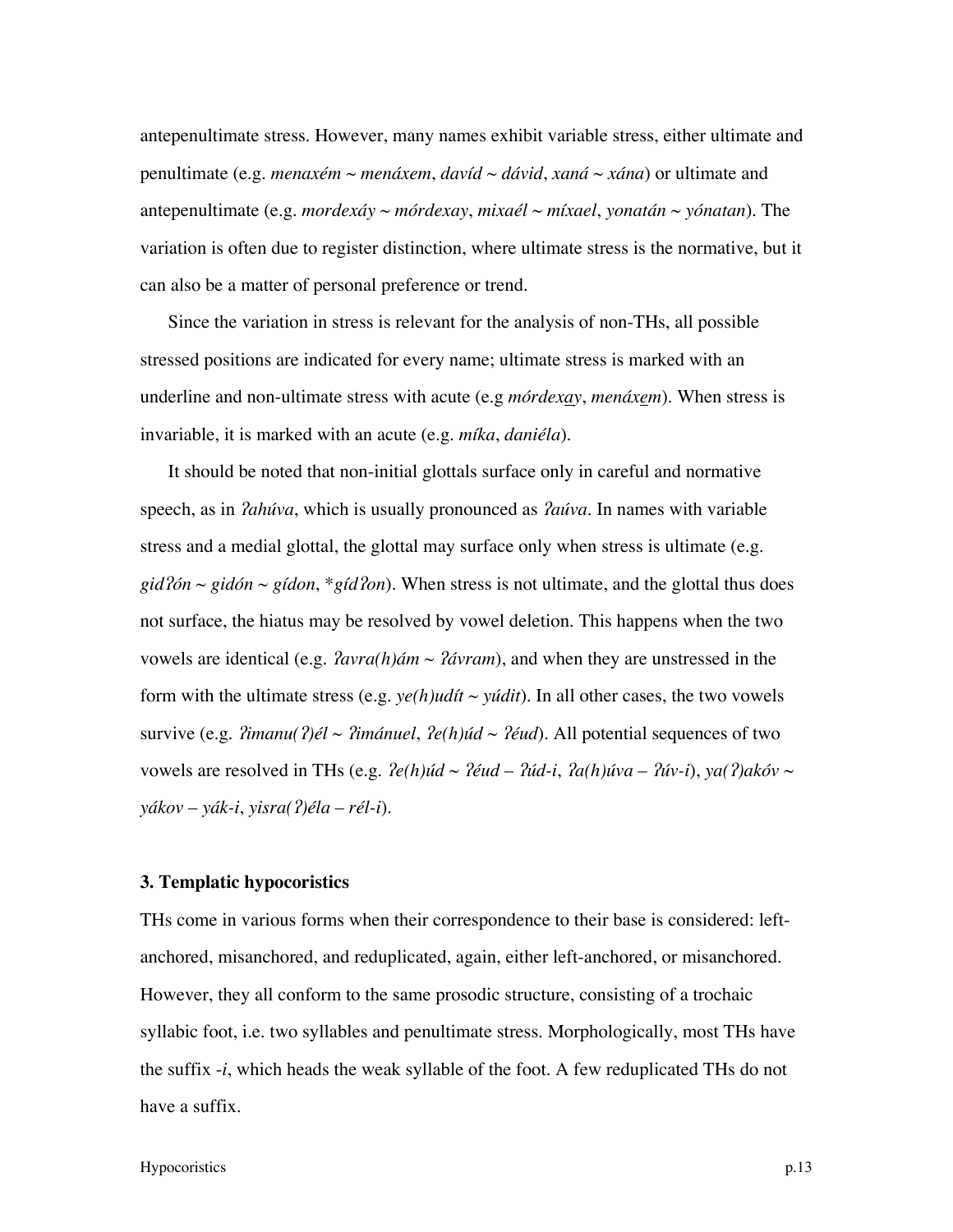antepenultimate stress. However, many names exhibit variable stress, either ultimate and penultimate (e.g. *menaxém* ~ *menáxem*, *davíd* ~ *dávid*, *xaná* ~ *xána*) or ultimate and antepenultimate (e.g. *mordexáy* ~ *mórdexay*, *mixaél* ~ *míxael*, *yonatán* ~ *yónatan*). The variation is often due to register distinction, where ultimate stress is the normative, but it can also be a matter of personal preference or trend.

Since the variation in stress is relevant for the analysis of non-THs, all possible stressed positions are indicated for every name; ultimate stress is marked with an underline and non-ultimate stress with acute (e.g *mórdex<u>a</u>y*, *menáx<u>e</u>m*). When stress is invariable, it is marked with an acute (e.g. *míka*, *daniéla*).

It should be noted that non-initial glottals surface only in careful and normative speech, as in *ʔahúva*, which is usually pronounced as *ʔaúva*. In names with variable stress and a medial glottal, the glottal may surface only when stress is ultimate (e.g. *gidʔón* ~ *gidón* ~ *gídon*, \**gídʔon*). When stress is not ultimate, and the glottal thus does not surface, the hiatus may be resolved by vowel deletion. This happens when the two vowels are identical (e.g. *ʔavra(h)ám* ~ *ʔávram*), and when they are unstressed in the form with the ultimate stress (e.g. *ye(h)udít* ~ *yúdit*). In all other cases, the two vowels survive (e.g. *ʔimanu(ʔ)él* ~ *ʔimánuel*, *ʔe(h)úd* ~ *ʔéud*). All potential sequences of two vowels are resolved in THs (e.g. *ʔe(h)úd* ~ *ʔéud* – *ʔúd-i*, *ʔa(h)úva* – *ʔúv-i*), *ya(ʔ)akóv* ~ *yákov* – *yák-i*, *yisra(ʔ)éla* – *rél-i*).

### 3. Templatic hypocoristics

THs come in various forms when their correspondence to their base is considered: left-anchored, misanchored, and reduplicated, again, either left-anchored, or misanchored. However, they all conform to the same prosodic structure, consisting of a trochaic syllabic foot, i.e. two syllables and penultimate stress. Morphologically, most THs have the suffix *-i*, which heads the weak syllable of the foot. A few reduplicated THs do not have a suffix.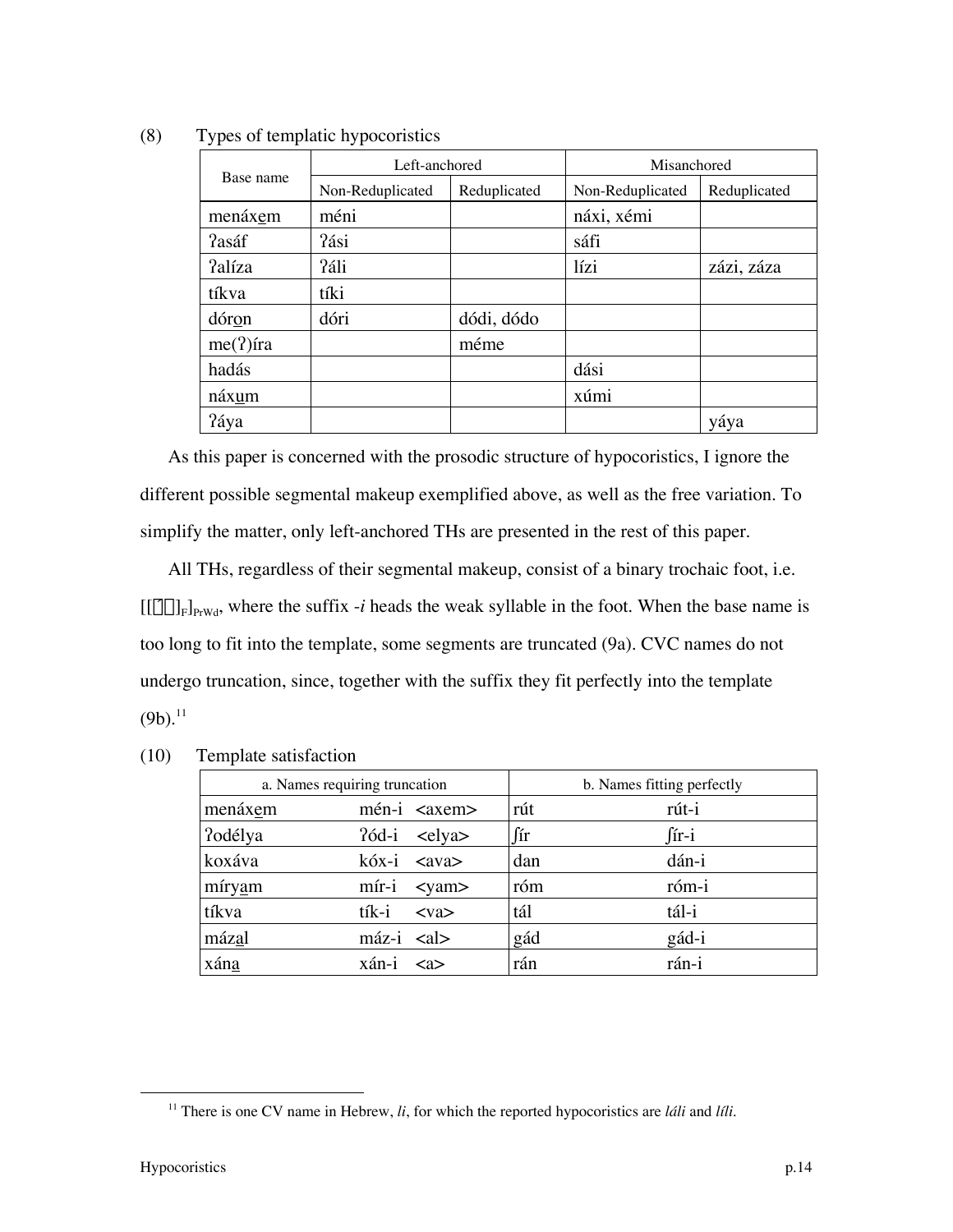(8) Types of templatic hypocoristics

| Base name | Left-anchored | | Misanchored | |
|---|---|---|---|---|
| | Non-Reduplicated | Reduplicated | Non-Reduplicated | Reduplicated |
| menáx<u>e</u>m | méni | | náxi, xémi | |
| ʔasáf | ʔási | | sáfi | |
| ʔalíza | ʔáli | | lízi | zázi, záza |
| tíkva | tíki | | | |
| dór<u>o</u>n | dóri | dódi, dódo | | |
| me(ʔ)íra | | méme | | |
| hadás | | | dási | |
| náx<u>u</u>m | | | xúmi | |
| ʔáya | | | | yáya |

As this paper is concerned with the prosodic structure of hypocoristics, I ignore the different possible segmental makeup exemplified above, as well as the free variation. To simplify the matter, only left-anchored THs are presented in the rest of this paper.

All THs, regardless of their segmental makeup, consist of a binary trochaic foot, i.e. $[[\acute{\sigma}\sigma]_{F}]_{PrWd}$, where the suffix *-i* heads the weak syllable in the foot. When the base name is too long to fit into the template, some segments are truncated (9a). CVC names do not undergo truncation, since, together with the suffix they fit perfectly into the template (9b).[11]

(10) Template satisfaction

| a. Names requiring truncation | | b. Names fitting perfectly | |
|---|---|---|---|
| menáx<u>e</u>m | mén-i <axem> | rút | rút-i |
| ʔodélya | ʔód-i <elya> | ʃír | ʃír-i |
| koxáva | kóx-i <ava> | dan | dán-i |
| míry<u>a</u>m | mír-i <yam> | róm | róm-i |
| tíkva | tík-i <va> | tál | tál-i |
| máz<u>a</u>l | máz-i <al> | gád | gád-i |
| xán<u>a</u> | xán-i <a> | rán | rán-i |

[11] There is one CV name in Hebrew, *li*, for which the reported hypocoristics are *láli* and *líli*.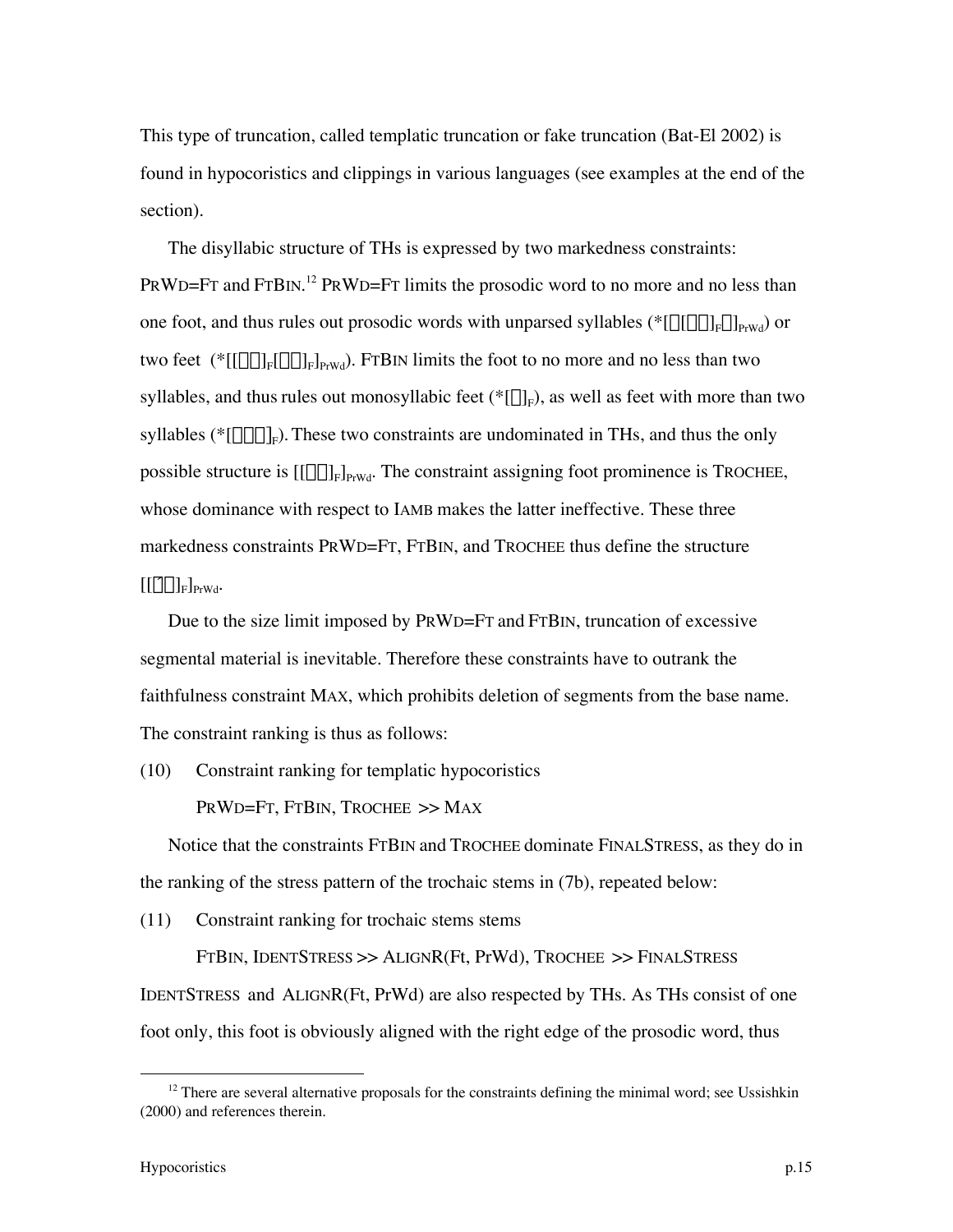This type of truncation, called templatic truncation or fake truncation (Bat-El 2002) is found in hypocoristics and clippings in various languages (see examples at the end of the section).

The disyllabic structure of THs is expressed by two markedness constraints: PRWD=FT and FTBIN.[12] PRWD=FT limits the prosodic word to no more and no less than one foot, and thus rules out prosodic words with unparsed syllables (*[$\sigma$[$\sigma\sigma$]$_F$$\sigma$]$_{PrWd}$) or two feet (*[[$\sigma\sigma$]$_F$[$\sigma\sigma$]$_F$]$_{PrWd}$). FTBIN limits the foot to no more and no less than two syllables, and thus rules out monosyllabic feet (*[$\sigma$]$_F$), as well as feet with more than two syllables (*[$\sigma\sigma\sigma$]$_F$). These two constraints are undominated in THs, and thus the only possible structure is [[$\sigma\sigma$]$_F$]$_{PrWd}$. The constraint assigning foot prominence is TROCHEE, whose dominance with respect to IAMB makes the latter ineffective. These three markedness constraints PRWD=FT, FTBIN, and TROCHEE thus define the structure [[$\acute{\sigma}\sigma$]$_F$]$_{PrWd}$.

Due to the size limit imposed by PRWD=FT and FTBIN, truncation of excessive segmental material is inevitable. Therefore these constraints have to outrank the faithfulness constraint MAX, which prohibits deletion of segments from the base name. The constraint ranking is thus as follows:

(10) Constraint ranking for templatic hypocoristics

PRWD=FT, FTBIN, TROCHEE >> MAX

Notice that the constraints FTBIN and TROCHEE dominate FINALSTRESS, as they do in the ranking of the stress pattern of the trochaic stems in (7b), repeated below:

(11) Constraint ranking for trochaic stems stems

FTBIN, IDENTSTRESS >> ALIGNR(Ft, PrWd), TROCHEE >> FINALSTRESS

IDENTSTRESS and ALIGNR(Ft, PrWd) are also respected by THs. As THs consist of one foot only, this foot is obviously aligned with the right edge of the prosodic word, thus

---

[12] There are several alternative proposals for the constraints defining the minimal word; see Ussishkin (2000) and references therein.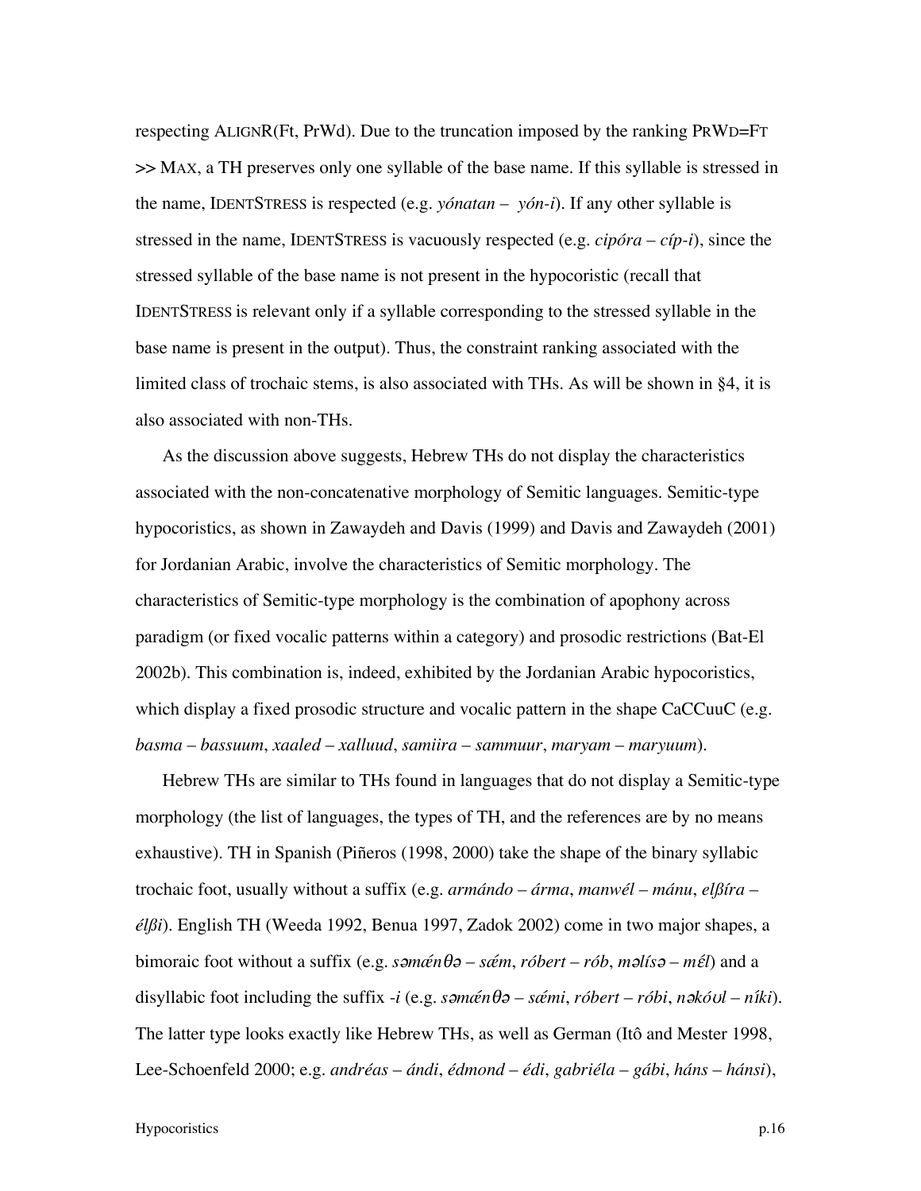respecting ALIGNR(Ft, PrWd). Due to the truncation imposed by the ranking PRWD=FT >> MAX, a TH preserves only one syllable of the base name. If this syllable is stressed in the name, IDENTSTRESS is respected (e.g. *yónatan* – *yón-i*). If any other syllable is stressed in the name, IDENTSTRESS is vacuously respected (e.g. *cipóra* – *cíp-i*), since the stressed syllable of the base name is not present in the hypocoristic (recall that IDENTSTRESS is relevant only if a syllable corresponding to the stressed syllable in the base name is present in the output). Thus, the constraint ranking associated with the limited class of trochaic stems, is also associated with THs. As will be shown in §4, it is also associated with non-THs.

As the discussion above suggests, Hebrew THs do not display the characteristics associated with the non-concatenative morphology of Semitic languages. Semitic-type hypocoristics, as shown in Zawaydeh and Davis (1999) and Davis and Zawaydeh (2001) for Jordanian Arabic, involve the characteristics of Semitic morphology. The characteristics of Semitic-type morphology is the combination of apophony across paradigm (or fixed vocalic patterns within a category) and prosodic restrictions (Bat-El 2002b). This combination is, indeed, exhibited by the Jordanian Arabic hypocoristics, which display a fixed prosodic structure and vocalic pattern in the shape CaCCuuC (e.g. *basma* – *bassuum*, *xaaled* – *xalluud*, *samiira* – *sammuur*, *maryam* – *maryuum*).

Hebrew THs are similar to THs found in languages that do not display a Semitic-type morphology (the list of languages, the types of TH, and the references are by no means exhaustive). TH in Spanish (Piñeros (1998, 2000) take the shape of the binary syllabic trochaic foot, usually without a suffix (e.g. *armándo* – *árma*, *manwél* – *mánu*, *elβíra* – *élβi*). English TH (Weeda 1992, Benua 1997, Zadok 2002) come in two major shapes, a bimoraic foot without a suffix (e.g. *səmǽnθə* – *sǽm*, *róbert* – *rób*, *məlísə* – *mél*) and a disyllabic foot including the suffix *-i* (e.g. *səmǽnθə* – *sǽmi*, *róbert* – *róbi*, *nəkóʊl* – *níki*). The latter type looks exactly like Hebrew THs, as well as German (Itô and Mester 1998, Lee-Schoenfeld 2000; e.g. *andréas* – *ándi*, *édmond* – *édi*, *gabriéla* – *gábi*, *háns* – *hánsi*),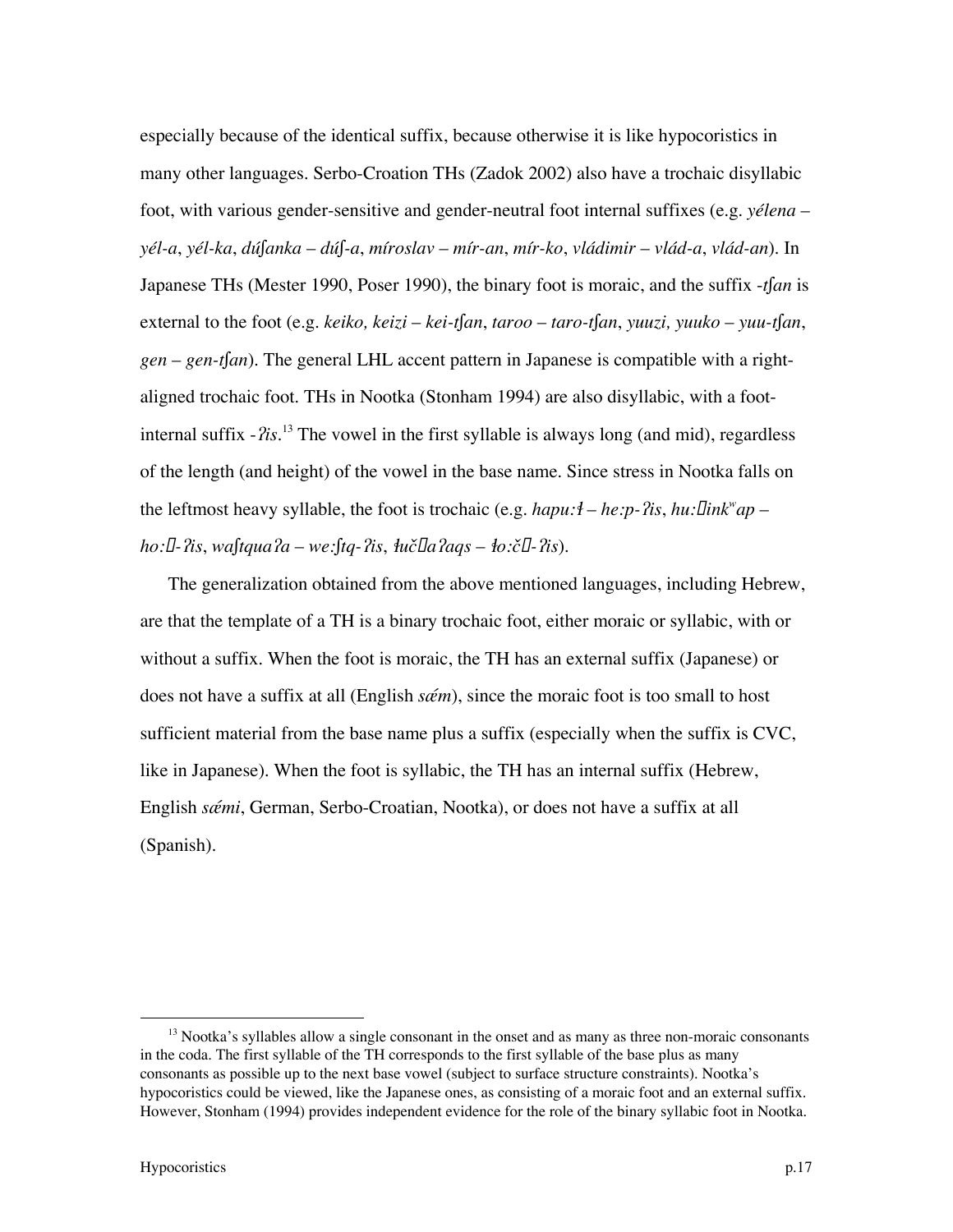especially because of the identical suffix, because otherwise it is like hypocoristics in many other languages. Serbo-Croation THs (Zadok 2002) also have a trochaic disyllabic foot, with various gender-sensitive and gender-neutral foot internal suffixes (e.g. *yélena* – *yél-a*, *yél-ka*, *dúʃanka* – *dúʃ-a*, *míroslav* – *mír-an*, *mír-ko*, *vládimir* – *vlád-a*, *vlád-an*). In Japanese THs (Mester 1990, Poser 1990), the binary foot is moraic, and the suffix *-tʃan* is external to the foot (e.g. *keiko, keizi* – *kei-tʃan*, *taroo* – *taro-tʃan*, *yuuzi, yuuko* – *yuu-tʃan*, *gen* – *gen-tʃan*). The general LHL accent pattern in Japanese is compatible with a right-aligned trochaic foot. THs in Nootka (Stonham 1994) are also disyllabic, with a foot-internal suffix *-ʔis*.[13] The vowel in the first syllable is always long (and mid), regardless of the length (and height) of the vowel in the base name. Since stress in Nootka falls on the leftmost heavy syllable, the foot is trochaic (e.g. *hapu:ɬ* – *he:p-ʔis*, *hu:�inkʷap* – *ho:�-ʔis*, *waʃtquaʔa* – *we:ʃtq-ʔis*, *ɬuč�aʔaqs* – *ɬo:č�-ʔis*).

The generalization obtained from the above mentioned languages, including Hebrew, are that the template of a TH is a binary trochaic foot, either moraic or syllabic, with or without a suffix. When the foot is moraic, the TH has an external suffix (Japanese) or does not have a suffix at all (English *sǽm*), since the moraic foot is too small to host sufficient material from the base name plus a suffix (especially when the suffix is CVC, like in Japanese). When the foot is syllabic, the TH has an internal suffix (Hebrew, English *sǽmi*, German, Serbo-Croatian, Nootka), or does not have a suffix at all (Spanish).

---

[13] Nootka's syllables allow a single consonant in the onset and as many as three non-moraic consonants in the coda. The first syllable of the TH corresponds to the first syllable of the base plus as many consonants as possible up to the next base vowel (subject to surface structure constraints). Nootka's hypocoristics could be viewed, like the Japanese ones, as consisting of a moraic foot and an external suffix. However, Stonham (1994) provides independent evidence for the role of the binary syllabic foot in Nootka.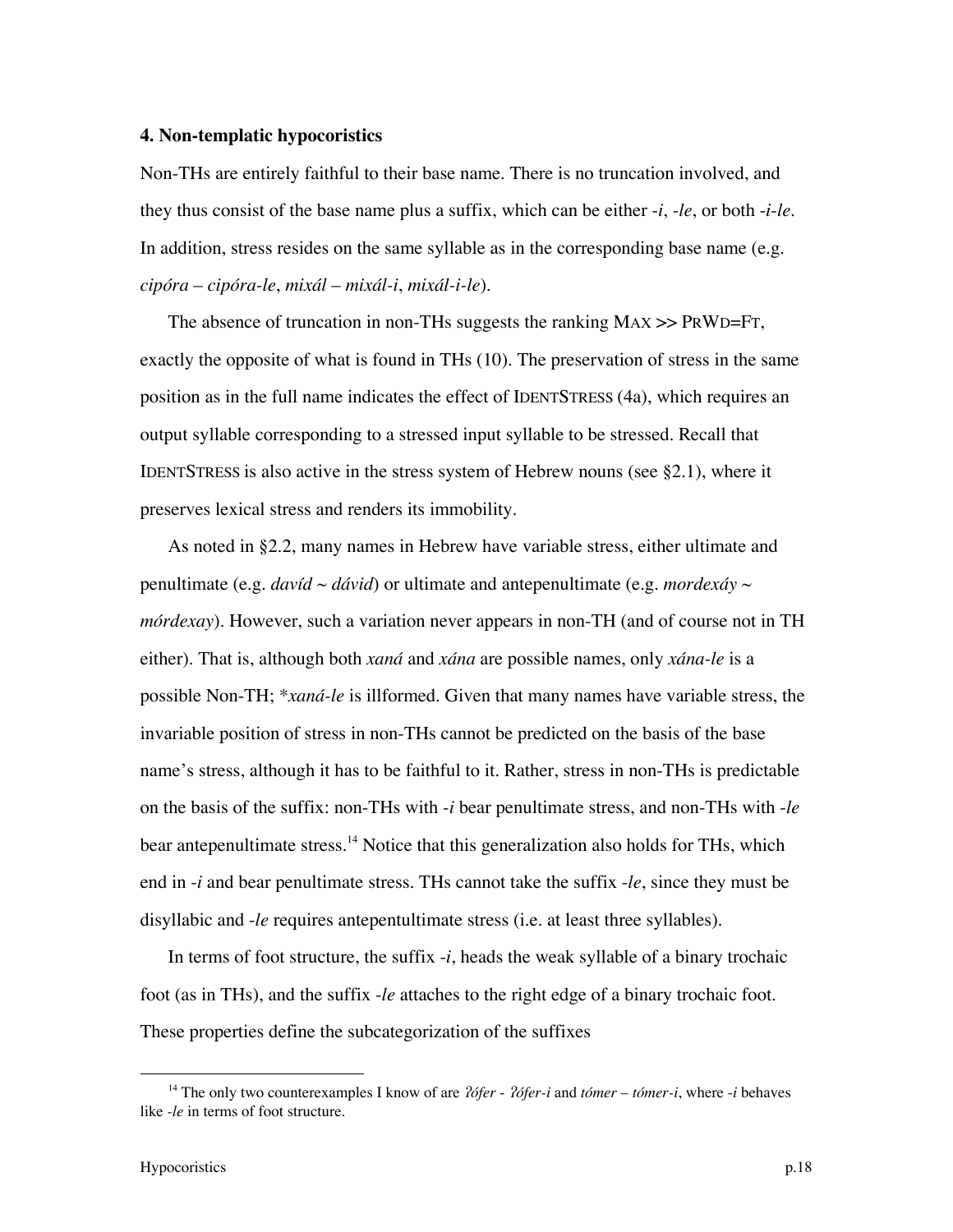**4. Non-templatic hypocoristics**

Non-THs are entirely faithful to their base name. There is no truncation involved, and they thus consist of the base name plus a suffix, which can be either *-i*, *-le*, or both *-i-le*. In addition, stress resides on the same syllable as in the corresponding base name (e.g. *cipóra – cipóra-le*, *mixál – mixál-i*, *mixál-i-le*).

The absence of truncation in non-THs suggests the ranking MAX >> PRWD=FT, exactly the opposite of what is found in THs (10). The preservation of stress in the same position as in the full name indicates the effect of IDENTSTRESS (4a), which requires an output syllable corresponding to a stressed input syllable to be stressed. Recall that IDENTSTRESS is also active in the stress system of Hebrew nouns (see §2.1), where it preserves lexical stress and renders its immobility.

As noted in §2.2, many names in Hebrew have variable stress, either ultimate and penultimate (e.g. *davíd* ~ *dávid*) or ultimate and antepenultimate (e.g. *mordexáy* ~ *mórdexay*). However, such a variation never appears in non-TH (and of course not in TH either). That is, although both *xaná* and *xána* are possible names, only *xána-le* is a possible Non-TH; \**xaná-le* is illformed. Given that many names have variable stress, the invariable position of stress in non-THs cannot be predicted on the basis of the base name's stress, although it has to be faithful to it. Rather, stress in non-THs is predictable on the basis of the suffix: non-THs with *-i* bear penultimate stress, and non-THs with *-le* bear antepenultimate stress.[14] Notice that this generalization also holds for THs, which end in *-i* and bear penultimate stress. THs cannot take the suffix *-le*, since they must be disyllabic and *-le* requires antepentultimate stress (i.e. at least three syllables).

In terms of foot structure, the suffix *-i*, heads the weak syllable of a binary trochaic foot (as in THs), and the suffix *-le* attaches to the right edge of a binary trochaic foot. These properties define the subcategorization of the suffixes

---

[14] The only two counterexamples I know of are *ʔófer - ʔófer-i* and *tómer – tómer-i*, where *-i* behaves like *-le* in terms of foot structure.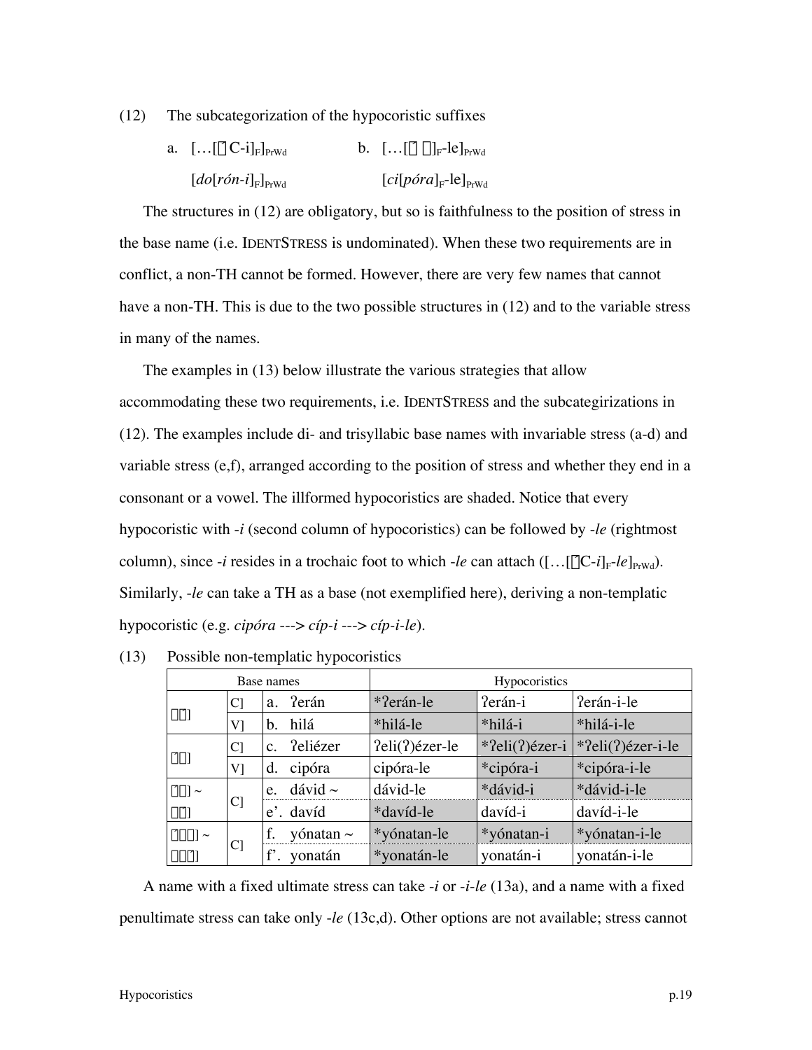(12) The subcategorization of the hypocoristic suffixes

a. $[\ldots[\text{ C-i}]_F]_{PrWd}$ b. $[\ldots[\ ]_F\text{-le}]_{PrWd}$

$[do[rón\text{-}i]_F]_{PrWd}$ $[ci[póra]_F\text{-le}]_{PrWd}$

The structures in (12) are obligatory, but so is faithfulness to the position of stress in the base name (i.e. IDENTSTRESS is undominated). When these two requirements are in conflict, a non-TH cannot be formed. However, there are very few names that cannot have a non-TH. This is due to the two possible structures in (12) and to the variable stress in many of the names.

The examples in (13) below illustrate the various strategies that allow accommodating these two requirements, i.e. IDENTSTRESS and the subcategirizations in (12). The examples include di- and trisyllabic base names with invariable stress (a-d) and variable stress (e,f), arranged according to the position of stress and whether they end in a consonant or a vowel. The illformed hypocoristics are shaded. Notice that every hypocoristic with *-i* (second column of hypocoristics) can be followed by *-le* (rightmost column), since *-i* resides in a trochaic foot to which *-le* can attach ($[\ldots[\text{C-}i]_F\text{-}le]_{PrWd}$). Similarly, *-le* can take a TH as a base (not exemplified here), deriving a non-templatic hypocoristic (e.g. *cipóra* ---> *cíp-i* ---> *cíp-i-le*).

(13) Possible non-templatic hypocoristics

| Base names | | | Hypocoristics | | |
|---|---|---|---|---|---|
| σσ́] | C] | a. ʔerán | *ʔerán-le | ʔerán-i | ʔerán-i-le |
| | V] | b. hilá | *hilá-le | *hilá-i | *hilá-i-le |
| σ́σ] | C] | c. ʔeliézer | ʔeli(ʔ)ézer-le | *ʔeli(ʔ)ézer-i | *ʔeli(ʔ)ézer-i-le |
| | V] | d. cipóra | cipóra-le | *cipóra-i | *cipóra-i-le |
| σ́σ] ~ σσ́] | C] | e. dávid ~ | dávid-le | *dávid-i | *dávid-i-le |
| | | e'. davíd | *davíd-le | davíd-i | davíd-i-le |
| σ́σσ] ~ σσσ́] | C] | f. yónatan ~ | *yónatan-le | *yónatan-i | *yónatan-i-le |
| | | f'. yonatán | *yonatán-le | yonatán-i | yonatán-i-le |

A name with a fixed ultimate stress can take *-i* or *-i-le* (13a), and a name with a fixed penultimate stress can take only *-le* (13c,d). Other options are not available; stress cannot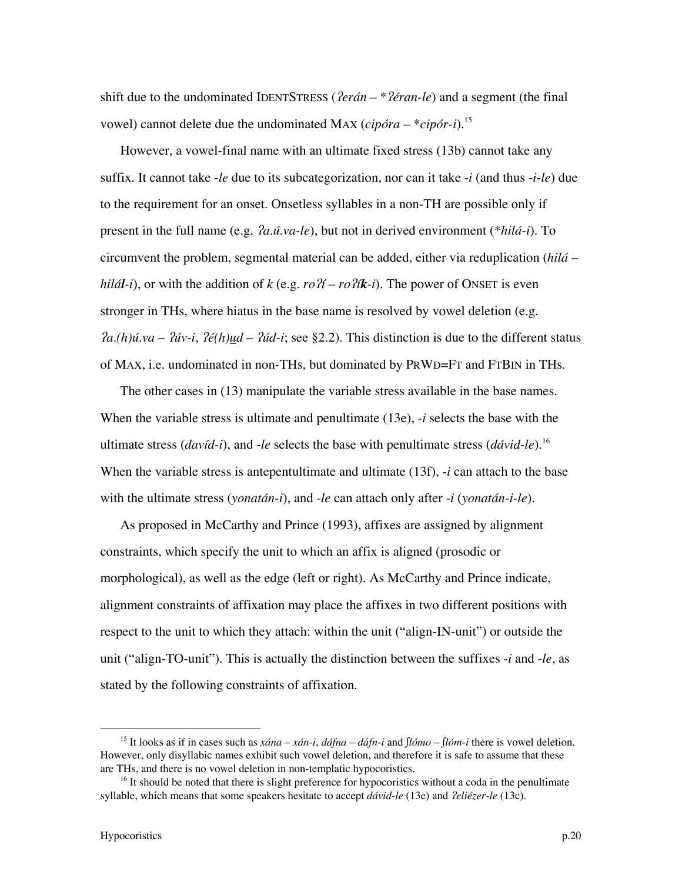shift due to the undominated IDENTSTRESS (*ʔerán* – *\*ʔéran-le*) and a segment (the final vowel) cannot delete due the undominated MAX (*cipóra* – *\*cipór-i*).[15]

However, a vowel-final name with an ultimate fixed stress (13b) cannot take any suffix. It cannot take *-le* due to its subcategorization, nor can it take *-i* (and thus *-i-le*) due to the requirement for an onset. Onsetless syllables in a non-TH are possible only if present in the full name (e.g. *ʔa.ú.va-le*), but not in derived environment (*\*hilá-i*). To circumvent the problem, segmental material can be added, either via reduplication (*hilá* – *hilá**l**-i*), or with the addition of *k* (e.g. *roʔí* – *roʔí**k**-i*). The power of ONSET is even stronger in THs, where hiatus in the base name is resolved by vowel deletion (e.g. *ʔa.(h)ú.va* – *ʔúv-i*, *ʔé(h)u̲d* – *ʔúd-i*; see §2.2). This distinction is due to the different status of MAX, i.e. undominated in non-THs, but dominated by PRWD=FT and FTBIN in THs.

The other cases in (13) manipulate the variable stress available in the base names. When the variable stress is ultimate and penultimate (13e), *-i* selects the base with the ultimate stress (*davíd-i*), and *-le* selects the base with penultimate stress (*dávid-le*).[16] When the variable stress is antepentultimate and ultimate (13f), *-i* can attach to the base with the ultimate stress (*yonatán-i*), and *-le* can attach only after *-i* (*yonatán-i-le*).

As proposed in McCarthy and Prince (1993), affixes are assigned by alignment constraints, which specify the unit to which an affix is aligned (prosodic or morphological), as well as the edge (left or right). As McCarthy and Prince indicate, alignment constraints of affixation may place the affixes in two different positions with respect to the unit to which they attach: within the unit ("align-IN-unit") or outside the unit ("align-TO-unit"). This is actually the distinction between the suffixes *-i* and *-le*, as stated by the following constraints of affixation.

---

[15] It looks as if in cases such as *xána* – *xán-i*, *dáfna* – *dáfn-i* and *ʃlómo* – *ʃlóm-i* there is vowel deletion. However, only disyllabic names exhibit such vowel deletion, and therefore it is safe to assume that these are THs, and there is no vowel deletion in non-templatic hypocoristics.

[16] It should be noted that there is slight preference for hypocoristics without a coda in the penultimate syllable, which means that some speakers hesitate to accept *dávid-le* (13e) and *ʔeliézer-le* (13c).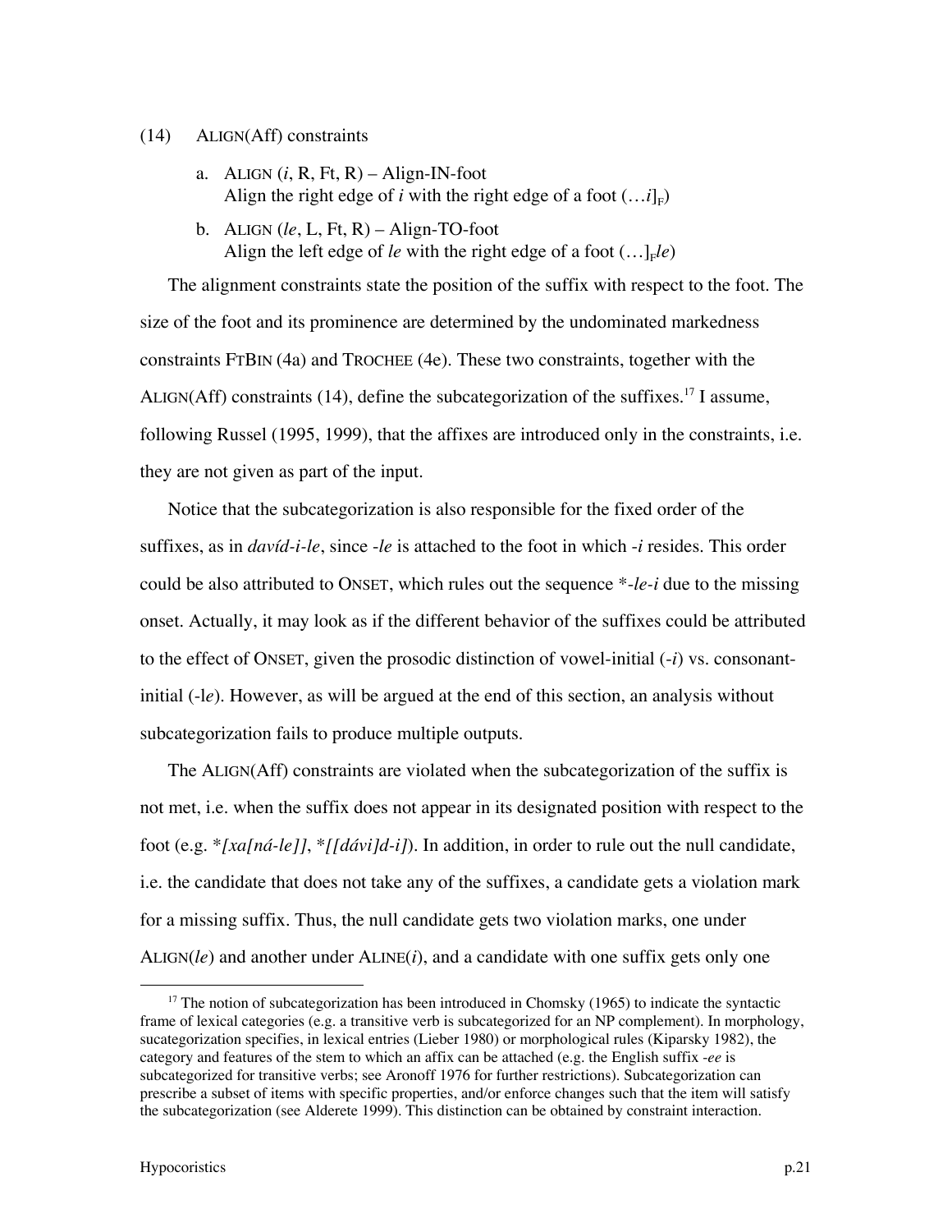(14) ALIGN(Aff) constraints

a. ALIGN (*i*, R, Ft, R) – Align-IN-foot
   Align the right edge of *i* with the right edge of a foot $(\ldots i]_F)$

b. ALIGN (*le*, L, Ft, R) – Align-TO-foot
   Align the left edge of *le* with the right edge of a foot $(\ldots]_F le)$

The alignment constraints state the position of the suffix with respect to the foot. The size of the foot and its prominence are determined by the undominated markedness constraints FTBIN (4a) and TROCHEE (4e). These two constraints, together with the ALIGN(Aff) constraints (14), define the subcategorization of the suffixes.[17] I assume, following Russel (1995, 1999), that the affixes are introduced only in the constraints, i.e. they are not given as part of the input.

Notice that the subcategorization is also responsible for the fixed order of the suffixes, as in *davíd-i-le*, since *-le* is attached to the foot in which *-i* resides. This order could be also attributed to ONSET, which rules out the sequence *\*-le-i* due to the missing onset. Actually, it may look as if the different behavior of the suffixes could be attributed to the effect of ONSET, given the prosodic distinction of vowel-initial (*-i*) vs. consonant-initial (-l*e*). However, as will be argued at the end of this section, an analysis without subcategorization fails to produce multiple outputs.

The ALIGN(Aff) constraints are violated when the subcategorization of the suffix is not met, i.e. when the suffix does not appear in its designated position with respect to the foot (e.g. *\*[xa[ná-le]]*, *\*[[dávi]d-i]*). In addition, in order to rule out the null candidate, i.e. the candidate that does not take any of the suffixes, a candidate gets a violation mark for a missing suffix. Thus, the null candidate gets two violation marks, one under ALIGN(*le*) and another under ALINE(*i*), and a candidate with one suffix gets only one

---

[17] The notion of subcategorization has been introduced in Chomsky (1965) to indicate the syntactic frame of lexical categories (e.g. a transitive verb is subcategorized for an NP complement). In morphology, sucategorization specifies, in lexical entries (Lieber 1980) or morphological rules (Kiparsky 1982), the category and features of the stem to which an affix can be attached (e.g. the English suffix *-ee* is subcategorized for transitive verbs; see Aronoff 1976 for further restrictions). Subcategorization can prescribe a subset of items with specific properties, and/or enforce changes such that the item will satisfy the subcategorization (see Alderete 1999). This distinction can be obtained by constraint interaction.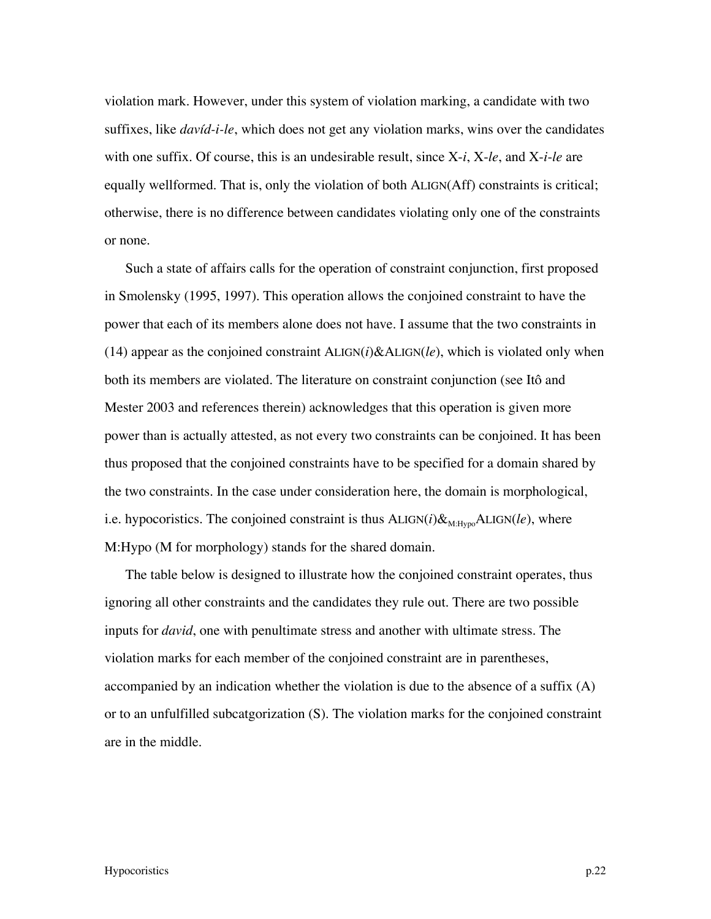violation mark. However, under this system of violation marking, a candidate with two suffixes, like *davíd-i-le*, which does not get any violation marks, wins over the candidates with one suffix. Of course, this is an undesirable result, since X-*i*, X-*le*, and X-*i-le* are equally wellformed. That is, only the violation of both ALIGN(Aff) constraints is critical; otherwise, there is no difference between candidates violating only one of the constraints or none.

Such a state of affairs calls for the operation of constraint conjunction, first proposed in Smolensky (1995, 1997). This operation allows the conjoined constraint to have the power that each of its members alone does not have. I assume that the two constraints in (14) appear as the conjoined constraint ALIGN(*i*)&ALIGN(*le*), which is violated only when both its members are violated. The literature on constraint conjunction (see Itô and Mester 2003 and references therein) acknowledges that this operation is given more power than is actually attested, as not every two constraints can be conjoined. It has been thus proposed that the conjoined constraints have to be specified for a domain shared by the two constraints. In the case under consideration here, the domain is morphological, i.e. hypocoristics. The conjoined constraint is thus ALIGN(*i*)$\&_{\text{M:Hypo}}$ALIGN(*le*), where M:Hypo (M for morphology) stands for the shared domain.

The table below is designed to illustrate how the conjoined constraint operates, thus ignoring all other constraints and the candidates they rule out. There are two possible inputs for *david*, one with penultimate stress and another with ultimate stress. The violation marks for each member of the conjoined constraint are in parentheses, accompanied by an indication whether the violation is due to the absence of a suffix (A) or to an unfulfilled subcatgorization (S). The violation marks for the conjoined constraint are in the middle.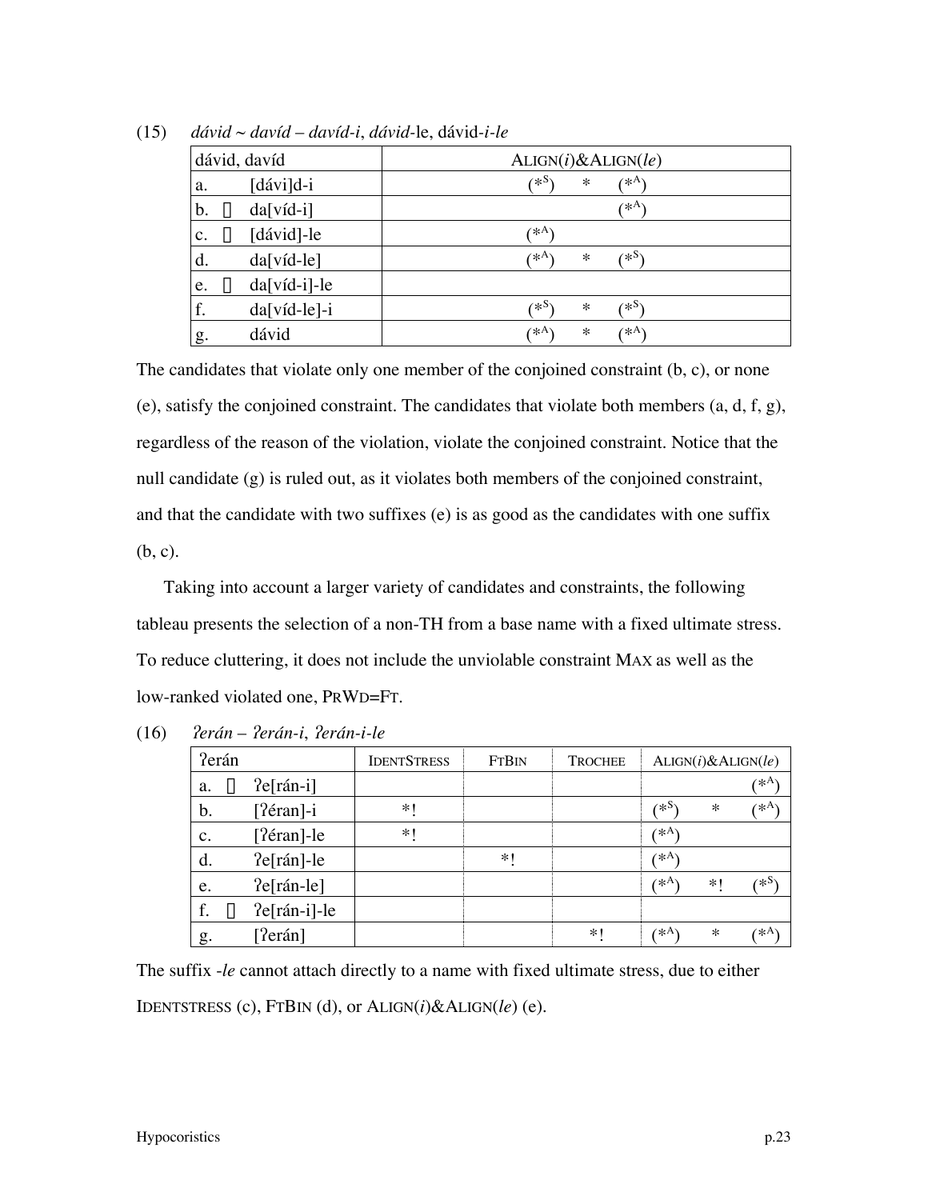(15) *dávid* ~ *davíd* – *davíd-i*, *dávid*-le, dávid-*i-le*

| dávid, davíd | ALIGN(*i*)&ALIGN(*le*) |
|---|---|
| a. [dávi]d-i | (*^S^)     *     (*^A^) |
| b. ☞ da[víd-i] | (*^A^) |
| c. ☞ [dávid]-le | (*^A^) |
| d. da[víd-le] | (*^A^)     *     (*^S^) |
| e. ☞ da[víd-i]-le | |
| f. da[víd-le]-i | (*^S^)     *     (*^S^) |
| g. dávid | (*^A^)     *     (*^A^) |

The candidates that violate only one member of the conjoined constraint (b, c), or none (e), satisfy the conjoined constraint. The candidates that violate both members (a, d, f, g), regardless of the reason of the violation, violate the conjoined constraint. Notice that the null candidate (g) is ruled out, as it violates both members of the conjoined constraint, and that the candidate with two suffixes (e) is as good as the candidates with one suffix (b, c).

Taking into account a larger variety of candidates and constraints, the following tableau presents the selection of a non-TH from a base name with a fixed ultimate stress. To reduce cluttering, it does not include the unviolable constraint MAX as well as the low-ranked violated one, PRWD=FT.

(16) *ʔerán* – *ʔerán-i*, *ʔerán-i-le*

| ʔerán | IDENTSTRESS | FTBIN | TROCHEE | ALIGN(*i*)&ALIGN(*le*) |
|---|---|---|---|---|
| a. ☞ ʔe[rán-i] | | | | (*^A^) |
| b. [ʔéran]-i | *! | | | (*^S^)     *     (*^A^) |
| c. [ʔéran]-le | *! | | | (*^A^) |
| d. ʔe[rán]-le | | *! | | (*^A^) |
| e. ʔe[rán-le] | | | | (*^A^)     *!     (*^S^) |
| f. ☞ ʔe[rán-i]-le | | | | |
| g. [ʔerán] | | | *! | (*^A^)     *     (*^A^) |

The suffix *-le* cannot attach directly to a name with fixed ultimate stress, due to either IDENTSTRESS (c), FTBIN (d), or ALIGN(*i*)&ALIGN(*le*) (e).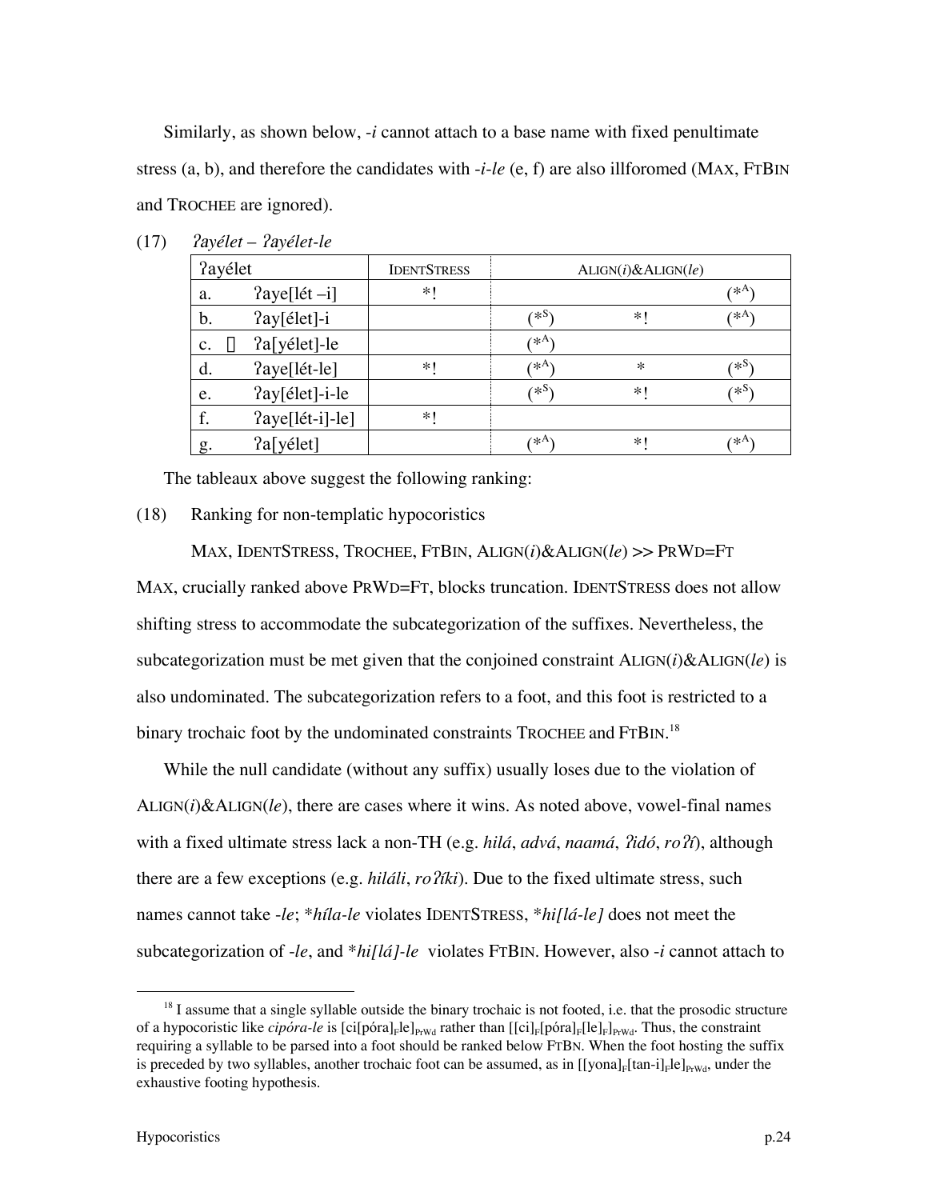Similarly, as shown below, *-i* cannot attach to a base name with fixed penultimate stress (a, b), and therefore the candidates with *-i-le* (e, f) are also illforomed (MAX, FTBIN and TROCHEE are ignored).

(17) *ʔayélet – ʔayélet-le*

| ʔayélet | | IDENTSTRESS | ALIGN(*i*)&ALIGN(*le*) | | |
|---|---|---|---|---|---|
| a. | ʔaye[lét –i] | *! | | | (*[A]) |
| b. | ʔay[élet]-i | | (*[S]) | *! | (*[A]) |
| c. ☞ | ʔa[yélet]-le | | (*[A]) | | |
| d. | ʔaye[lét-le] | *! | (*[A]) | * | (*[S]) |
| e. | ʔay[élet]-i-le | | (*[S]) | *! | (*[S]) |
| f. | ʔaye[lét-i]-le] | *! | | | |
| g. | ʔa[yélet] | | (*[A]) | *! | (*[A]) |

The tableaux above suggest the following ranking:

(18) Ranking for non-templatic hypocoristics

MAX, IDENTSTRESS, TROCHEE, FTBIN, ALIGN(*i*)&ALIGN(*le*) >> PRWD=FT

MAX, crucially ranked above PRWD=FT, blocks truncation. IDENTSTRESS does not allow shifting stress to accommodate the subcategorization of the suffixes. Nevertheless, the subcategorization must be met given that the conjoined constraint ALIGN(*i*)&ALIGN(*le*) is also undominated. The subcategorization refers to a foot, and this foot is restricted to a binary trochaic foot by the undominated constraints TROCHEE and FTBIN.[18]

While the null candidate (without any suffix) usually loses due to the violation of ALIGN(*i*)&ALIGN(*le*), there are cases where it wins. As noted above, vowel-final names with a fixed ultimate stress lack a non-TH (e.g. *hilá*, *advá*, *naamá*, *ʔidó*, *roʔí*), although there are a few exceptions (e.g. *hiláli*, *roʔíki*). Due to the fixed ultimate stress, such names cannot take *-le*; \**híla-le* violates IDENTSTRESS, \**hi[lá-le]* does not meet the subcategorization of *-le*, and \**hi[lá]-le* violates FTBIN. However, also *-i* cannot attach to

---

[18] I assume that a single syllable outside the binary trochaic is not footed, i.e. that the prosodic structure of a hypocoristic like *cipóra-le* is $[ci[póra]_F le]_{PrWd}$ rather than $[[ci]_F[póra]_F[le]_F]_{PrWd}$. Thus, the constraint requiring a syllable to be parsed into a foot should be ranked below FTBN. When the foot hosting the suffix is preceded by two syllables, another trochaic foot can be assumed, as in $[[yona]_F[tan\text{-}i]_F le]_{PrWd}$, under the exhaustive footing hypothesis.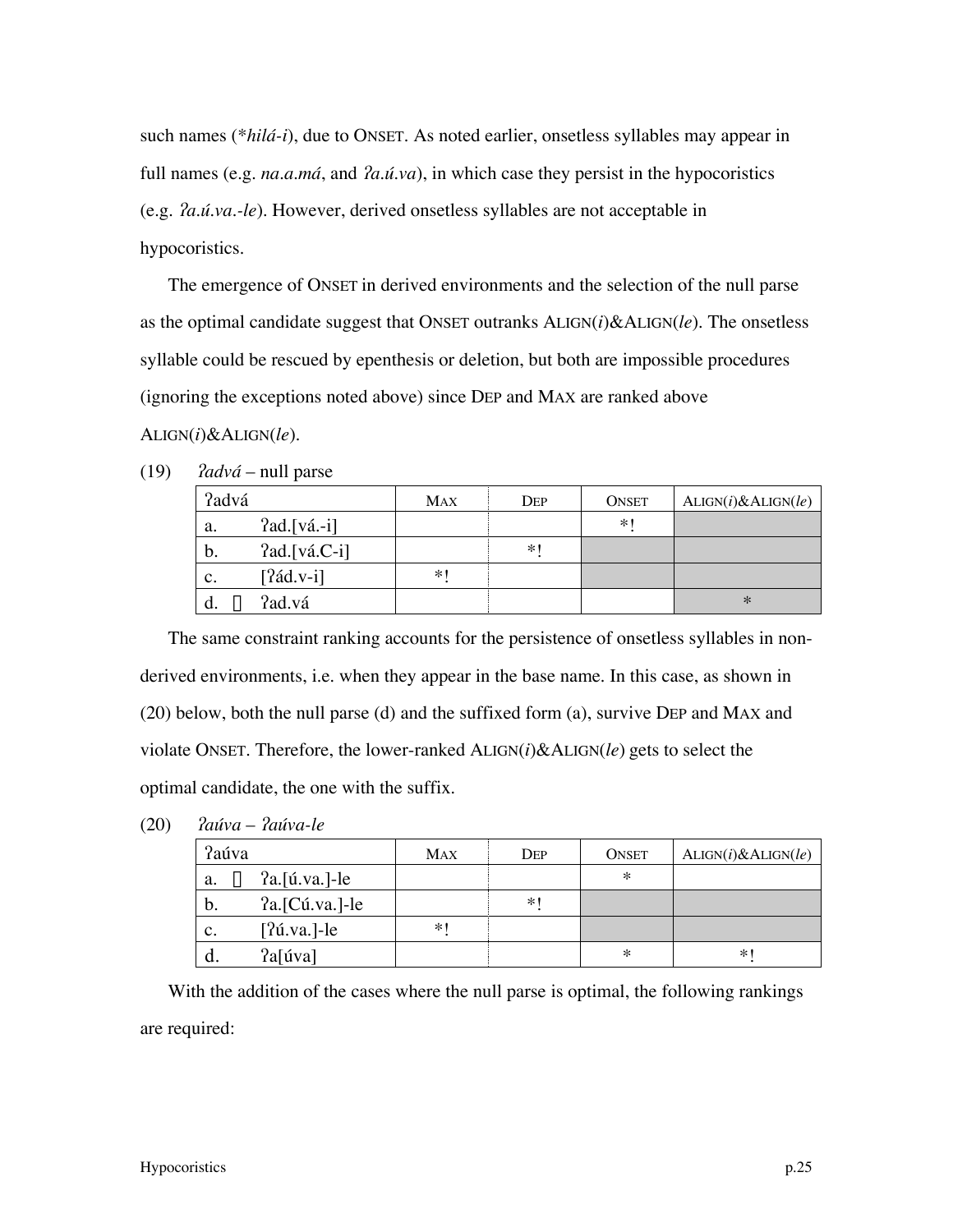such names (**hilá-i*), due to ONSET. As noted earlier, onsetless syllables may appear in full names (e.g. *na.a.má*, and *ʔa.ú.va*), in which case they persist in the hypocoristics (e.g. *ʔa.ú.va.-le*). However, derived onsetless syllables are not acceptable in hypocoristics.

The emergence of ONSET in derived environments and the selection of the null parse as the optimal candidate suggest that ONSET outranks ALIGN(*i*)&ALIGN(*le*). The onsetless syllable could be rescued by epenthesis or deletion, but both are impossible procedures (ignoring the exceptions noted above) since DEP and MAX are ranked above ALIGN(*i*)&ALIGN(*le*).

(19) *ʔadvá* – null parse

| ʔadvá | MAX | DEP | ONSET | ALIGN(*i*)&ALIGN(*le*) |
|---|---|---|---|---|
| a. ʔad.[vá.-i] | | | *! | |
| b. ʔad.[vá.C-i] | | *! | | |
| c. [ʔád.v-i] | *! | | | |
| d. ☞ ʔad.vá | | | | * |

The same constraint ranking accounts for the persistence of onsetless syllables in non-derived environments, i.e. when they appear in the base name. In this case, as shown in (20) below, both the null parse (d) and the suffixed form (a), survive DEP and MAX and violate ONSET. Therefore, the lower-ranked ALIGN(*i*)&ALIGN(*le*) gets to select the optimal candidate, the one with the suffix.

(20) *ʔaúva* – *ʔaúva-le*

| ʔaúva | MAX | DEP | ONSET | ALIGN(*i*)&ALIGN(*le*) |
|---|---|---|---|---|
| a. ☞ ʔa.[ú.va.]-le | | | * | |
| b. ʔa.[Cú.va.]-le | | *! | | |
| c. [ʔú.va.]-le | *! | | | |
| d. ʔa[úva] | | | * | *! |

With the addition of the cases where the null parse is optimal, the following rankings are required: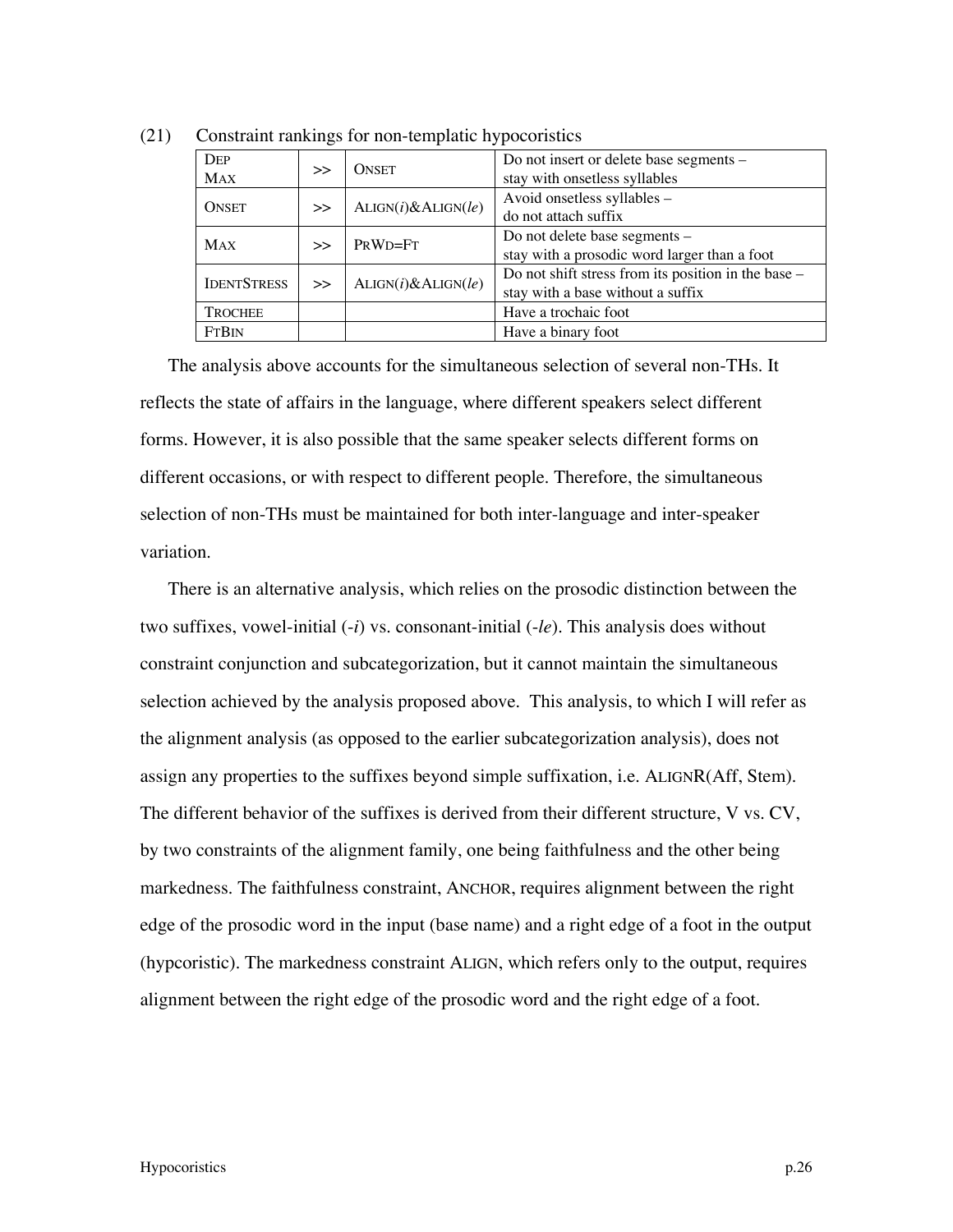(21) Constraint rankings for non-templatic hypocoristics

| | | | |
|---|---|---|---|
| DEP<br>MAX | >> | ONSET | Do not insert or delete base segments –<br>stay with onsetless syllables |
| ONSET | >> | ALIGN(*i*)&ALIGN(*le*) | Avoid onsetless syllables –<br>do not attach suffix |
| MAX | >> | PRWD=FT | Do not delete base segments –<br>stay with a prosodic word larger than a foot |
| IDENTSTRESS | >> | ALIGN(*i*)&ALIGN(*le*) | Do not shift stress from its position in the base –<br>stay with a base without a suffix |
| TROCHEE | | | Have a trochaic foot |
| FTBIN | | | Have a binary foot |

The analysis above accounts for the simultaneous selection of several non-THs. It reflects the state of affairs in the language, where different speakers select different forms. However, it is also possible that the same speaker selects different forms on different occasions, or with respect to different people. Therefore, the simultaneous selection of non-THs must be maintained for both inter-language and inter-speaker variation.

There is an alternative analysis, which relies on the prosodic distinction between the two suffixes, vowel-initial (*-i*) vs. consonant-initial (*-le*). This analysis does without constraint conjunction and subcategorization, but it cannot maintain the simultaneous selection achieved by the analysis proposed above. This analysis, to which I will refer as the alignment analysis (as opposed to the earlier subcategorization analysis), does not assign any properties to the suffixes beyond simple suffixation, i.e. ALIGNR(Aff, Stem). The different behavior of the suffixes is derived from their different structure, V vs. CV, by two constraints of the alignment family, one being faithfulness and the other being markedness. The faithfulness constraint, ANCHOR, requires alignment between the right edge of the prosodic word in the input (base name) and a right edge of a foot in the output (hypcoristic). The markedness constraint ALIGN, which refers only to the output, requires alignment between the right edge of the prosodic word and the right edge of a foot.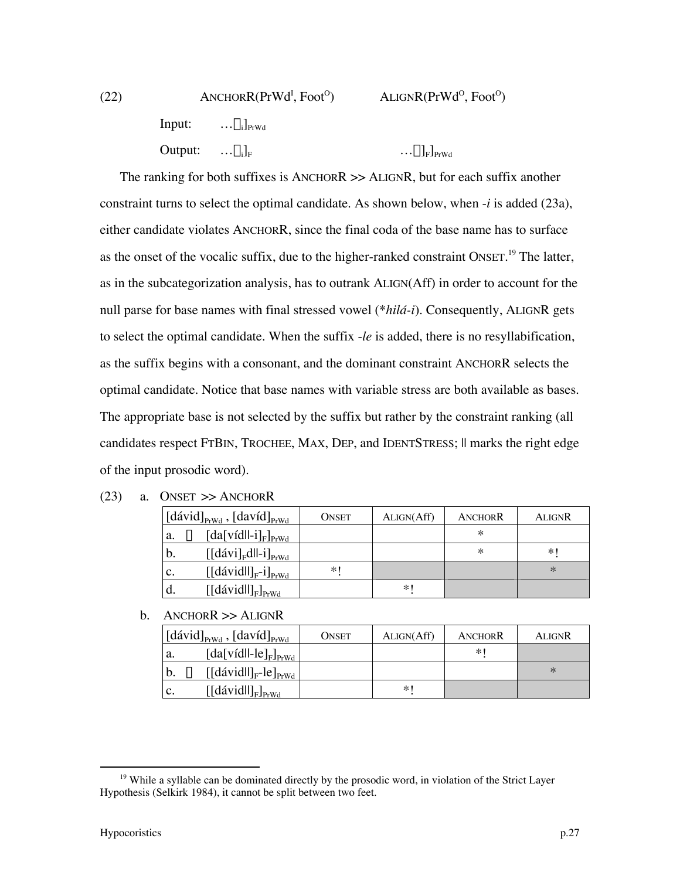(22) ANCHORR(PrWd$^{I}$, Foot$^{O}$) ALIGNR(PrWd$^{O}$, Foot$^{O}$)

Input: …$\sigma_i$]$_{PrWd}$

Output: …$\sigma_i$]$_F$ …$\sigma$]$_F$]$_{PrWd}$

The ranking for both suffixes is ANCHORR >> ALIGNR, but for each suffix another constraint turns to select the optimal candidate. As shown below, when *-i* is added (23a), either candidate violates ANCHORR, since the final coda of the base name has to surface as the onset of the vocalic suffix, due to the higher-ranked constraint ONSET.[19] The latter, as in the subcategorization analysis, has to outrank ALIGN(Aff) in order to account for the null parse for base names with final stressed vowel (\**hilá-i*). Consequently, ALIGNR gets to select the optimal candidate. When the suffix *-le* is added, there is no resyllabification, as the suffix begins with a consonant, and the dominant constraint ANCHORR selects the optimal candidate. Notice that base names with variable stress are both available as bases. The appropriate base is not selected by the suffix but rather by the constraint ranking (all candidates respect FTBIN, TROCHEE, MAX, DEP, and IDENTSTRESS; || marks the right edge of the input prosodic word).

(23) a. ONSET >> ANCHORR

| [dávid]$_{PrWd}$ , [davíd]$_{PrWd}$ | ONSET | ALIGN(Aff) | ANCHORR | ALIGNR |
|---|---|---|---|---|
| a. ☞ [da[víd\|\|-i]$_F$]$_{PrWd}$ | | | * | |
| b. [[dávi]$_F$d\|\|-i]$_{PrWd}$ | | | * | *! |
| c. [[dávid\|\|]$_F$-i]$_{PrWd}$ | *! | | | * |
| d. [[dávid\|\|]$_F$]$_{PrWd}$ | | *! | | |

b. ANCHORR >> ALIGNR

| [dávid]$_{PrWd}$ , [davíd]$_{PrWd}$ | ONSET | ALIGN(Aff) | ANCHORR | ALIGNR |
|---|---|---|---|---|
| a. [da[víd\|\|-le]$_F$]$_{PrWd}$ | | | *! | |
| b. ☞ [[dávid\|\|]$_F$-le]$_{PrWd}$ | | | | * |
| c. [[dávid\|\|]$_F$]$_{PrWd}$ | | *! | | |

[19] While a syllable can be dominated directly by the prosodic word, in violation of the Strict Layer Hypothesis (Selkirk 1984), it cannot be split between two feet.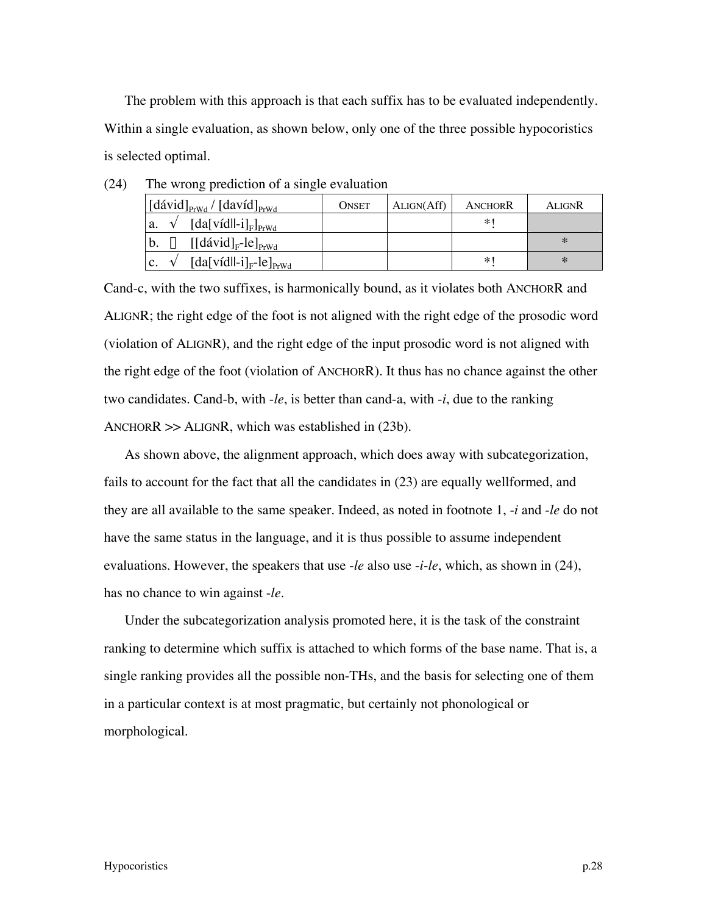The problem with this approach is that each suffix has to be evaluated independently. Within a single evaluation, as shown below, only one of the three possible hypocoristics is selected optimal.

(24) The wrong prediction of a single evaluation

| [dávid]$_{PrWd}$ / [davíd]$_{PrWd}$ | ONSET | ALIGN(Aff) | ANCHORR | ALIGNR |
|---|---|---|---|---|
| a. √ [da[víd\|-i]$_F$]$_{PrWd}$ | | | *! | |
| b. ☞ [[dávid]$_F$-le]$_{PrWd}$ | | | | * |
| c. √ [da[víd\|-i]$_F$-le]$_{PrWd}$ | | | *! | * |

Cand-c, with the two suffixes, is harmonically bound, as it violates both ANCHORR and ALIGNR; the right edge of the foot is not aligned with the right edge of the prosodic word (violation of ALIGNR), and the right edge of the input prosodic word is not aligned with the right edge of the foot (violation of ANCHORR). It thus has no chance against the other two candidates. Cand-b, with *-le*, is better than cand-a, with *-i*, due to the ranking ANCHORR >> ALIGNR, which was established in (23b).

As shown above, the alignment approach, which does away with subcategorization, fails to account for the fact that all the candidates in (23) are equally wellformed, and they are all available to the same speaker. Indeed, as noted in footnote 1, *-i* and *-le* do not have the same status in the language, and it is thus possible to assume independent evaluations. However, the speakers that use *-le* also use *-i-le*, which, as shown in (24), has no chance to win against *-le*.

Under the subcategorization analysis promoted here, it is the task of the constraint ranking to determine which suffix is attached to which forms of the base name. That is, a single ranking provides all the possible non-THs, and the basis for selecting one of them in a particular context is at most pragmatic, but certainly not phonological or morphological.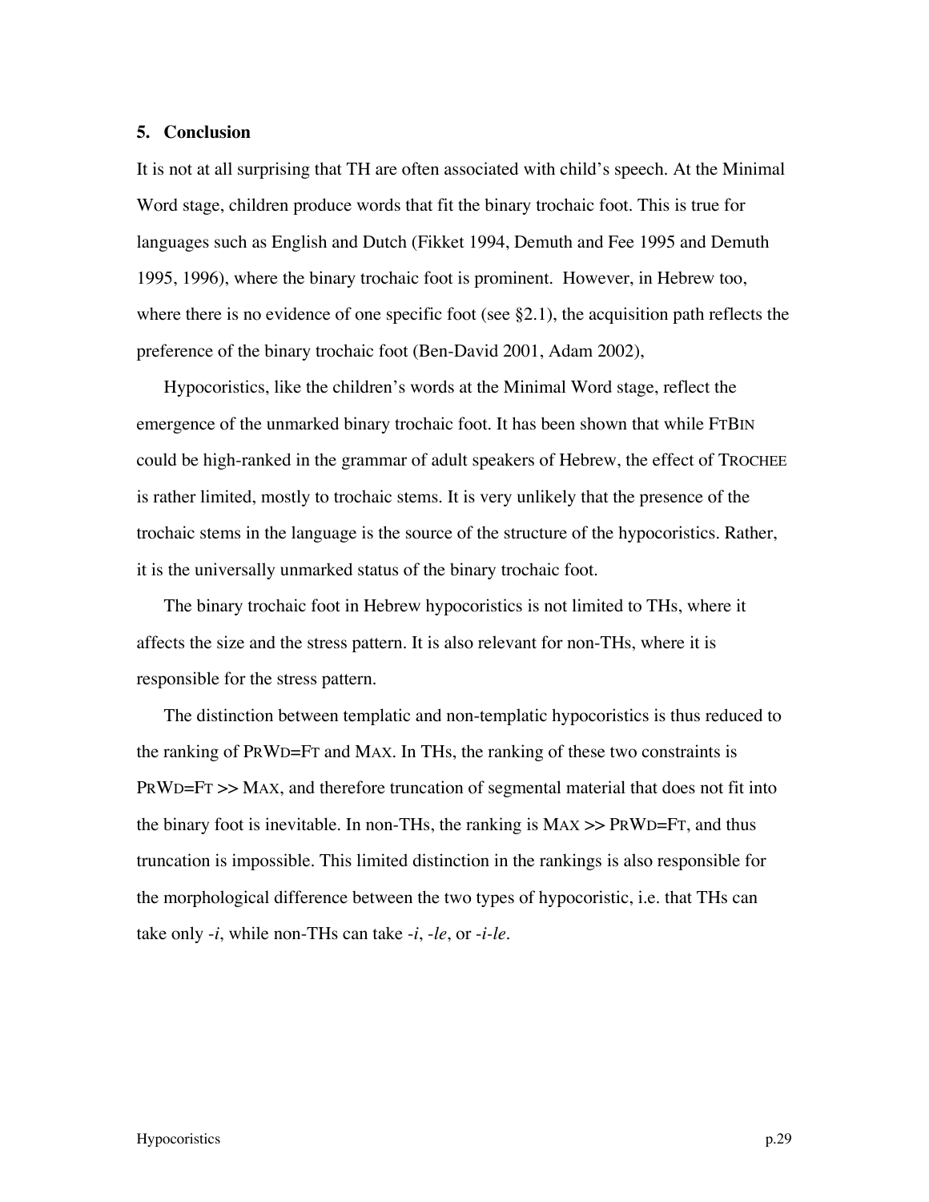## 5. Conclusion

It is not at all surprising that TH are often associated with child's speech. At the Minimal Word stage, children produce words that fit the binary trochaic foot. This is true for languages such as English and Dutch (Fikket 1994, Demuth and Fee 1995 and Demuth 1995, 1996), where the binary trochaic foot is prominent. However, in Hebrew too, where there is no evidence of one specific foot (see §2.1), the acquisition path reflects the preference of the binary trochaic foot (Ben-David 2001, Adam 2002),

Hypocoristics, like the children's words at the Minimal Word stage, reflect the emergence of the unmarked binary trochaic foot. It has been shown that while FTBIN could be high-ranked in the grammar of adult speakers of Hebrew, the effect of TROCHEE is rather limited, mostly to trochaic stems. It is very unlikely that the presence of the trochaic stems in the language is the source of the structure of the hypocoristics. Rather, it is the universally unmarked status of the binary trochaic foot.

The binary trochaic foot in Hebrew hypocoristics is not limited to THs, where it affects the size and the stress pattern. It is also relevant for non-THs, where it is responsible for the stress pattern.

The distinction between templatic and non-templatic hypocoristics is thus reduced to the ranking of PRWD=FT and MAX. In THs, the ranking of these two constraints is PRWD=FT >> MAX, and therefore truncation of segmental material that does not fit into the binary foot is inevitable. In non-THs, the ranking is MAX >> PRWD=FT, and thus truncation is impossible. This limited distinction in the rankings is also responsible for the morphological difference between the two types of hypocoristic, i.e. that THs can take only *-i*, while non-THs can take *-i*, *-le*, or *-i-le*.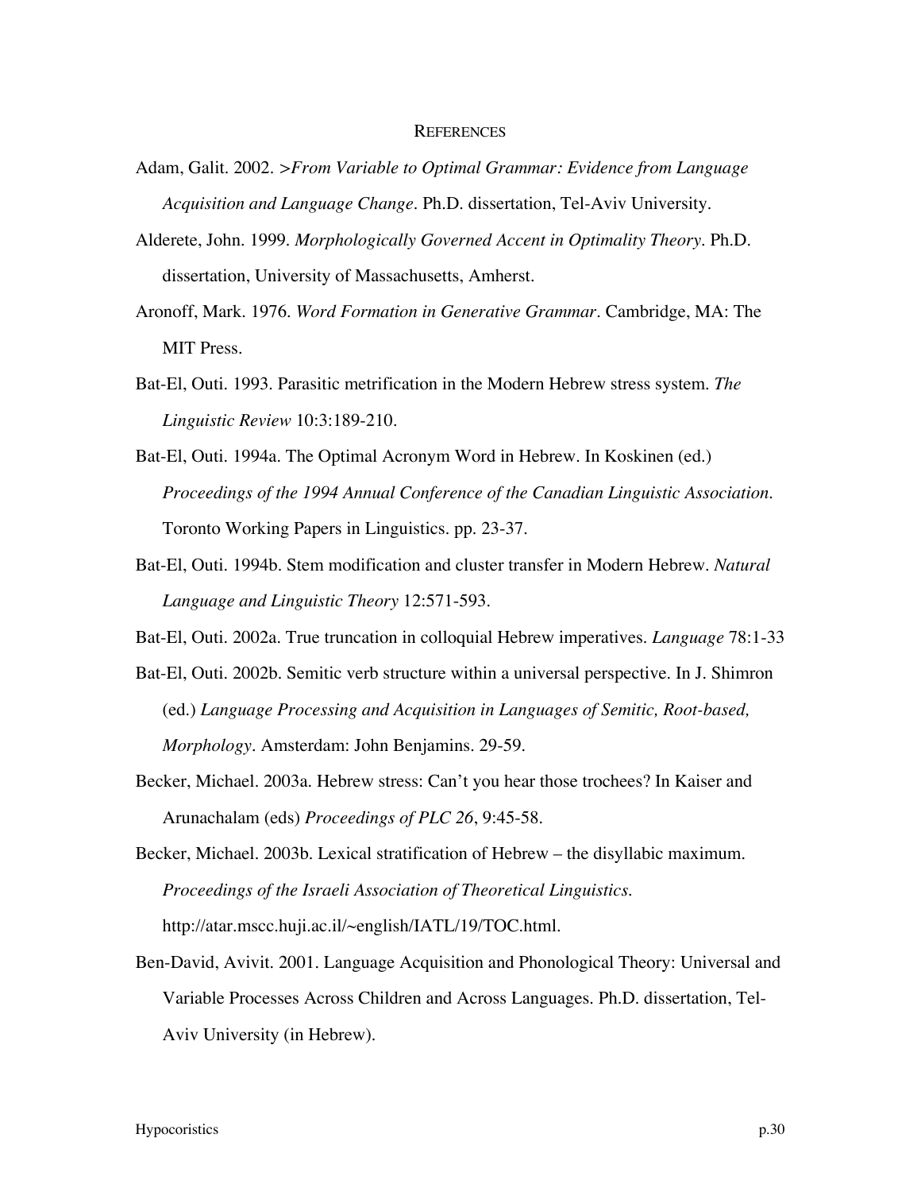## REFERENCES

Adam, Galit. 2002. >*From Variable to Optimal Grammar: Evidence from Language Acquisition and Language Change*. Ph.D. dissertation, Tel-Aviv University.

Alderete, John. 1999. *Morphologically Governed Accent in Optimality Theory*. Ph.D. dissertation, University of Massachusetts, Amherst.

Aronoff, Mark. 1976. *Word Formation in Generative Grammar*. Cambridge, MA: The MIT Press.

Bat-El, Outi. 1993. Parasitic metrification in the Modern Hebrew stress system. *The Linguistic Review* 10:3:189-210.

Bat-El, Outi. 1994a. The Optimal Acronym Word in Hebrew. In Koskinen (ed.) *Proceedings of the 1994 Annual Conference of the Canadian Linguistic Association.* Toronto Working Papers in Linguistics. pp. 23-37.

Bat-El, Outi. 1994b. Stem modification and cluster transfer in Modern Hebrew. *Natural Language and Linguistic Theory* 12:571-593.

Bat-El, Outi. 2002a. True truncation in colloquial Hebrew imperatives. *Language* 78:1-33

Bat-El, Outi. 2002b. Semitic verb structure within a universal perspective. In J. Shimron (ed.) *Language Processing and Acquisition in Languages of Semitic, Root-based, Morphology*. Amsterdam: John Benjamins. 29-59.

Becker, Michael. 2003a. Hebrew stress: Can't you hear those trochees? In Kaiser and Arunachalam (eds) *Proceedings of PLC 26*, 9:45-58.

Becker, Michael. 2003b. Lexical stratification of Hebrew – the disyllabic maximum. *Proceedings of the Israeli Association of Theoretical Linguistics.* http://atar.mscc.huji.ac.il/~english/IATL/19/TOC.html.

Ben-David, Avivit. 2001. Language Acquisition and Phonological Theory: Universal and Variable Processes Across Children and Across Languages. Ph.D. dissertation, Tel-Aviv University (in Hebrew).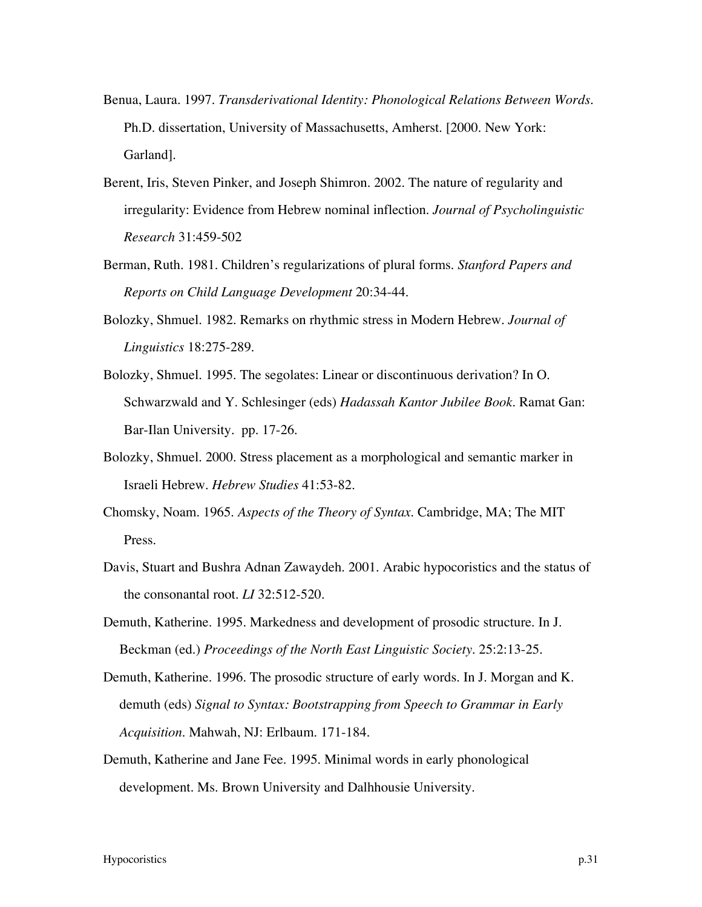Benua, Laura. 1997. *Transderivational Identity: Phonological Relations Between Words*. Ph.D. dissertation, University of Massachusetts, Amherst. [2000. New York: Garland].

Berent, Iris, Steven Pinker, and Joseph Shimron. 2002. The nature of regularity and irregularity: Evidence from Hebrew nominal inflection. *Journal of Psycholinguistic Research* 31:459-502

Berman, Ruth. 1981. Children's regularizations of plural forms. *Stanford Papers and Reports on Child Language Development* 20:34-44.

Bolozky, Shmuel. 1982. Remarks on rhythmic stress in Modern Hebrew. *Journal of Linguistics* 18:275-289.

Bolozky, Shmuel. 1995. The segolates: Linear or discontinuous derivation? In O. Schwarzwald and Y. Schlesinger (eds) *Hadassah Kantor Jubilee Book*. Ramat Gan: Bar-Ilan University. pp. 17-26.

Bolozky, Shmuel. 2000. Stress placement as a morphological and semantic marker in Israeli Hebrew. *Hebrew Studies* 41:53-82.

Chomsky, Noam. 1965. *Aspects of the Theory of Syntax*. Cambridge, MA; The MIT Press.

Davis, Stuart and Bushra Adnan Zawaydeh. 2001. Arabic hypocoristics and the status of the consonantal root. *LI* 32:512-520.

Demuth, Katherine. 1995. Markedness and development of prosodic structure. In J. Beckman (ed.) *Proceedings of the North East Linguistic Society*. 25:2:13-25.

Demuth, Katherine. 1996. The prosodic structure of early words. In J. Morgan and K. demuth (eds) *Signal to Syntax: Bootstrapping from Speech to Grammar in Early Acquisition*. Mahwah, NJ: Erlbaum. 171-184.

Demuth, Katherine and Jane Fee. 1995. Minimal words in early phonological development. Ms. Brown University and Dalhhousie University.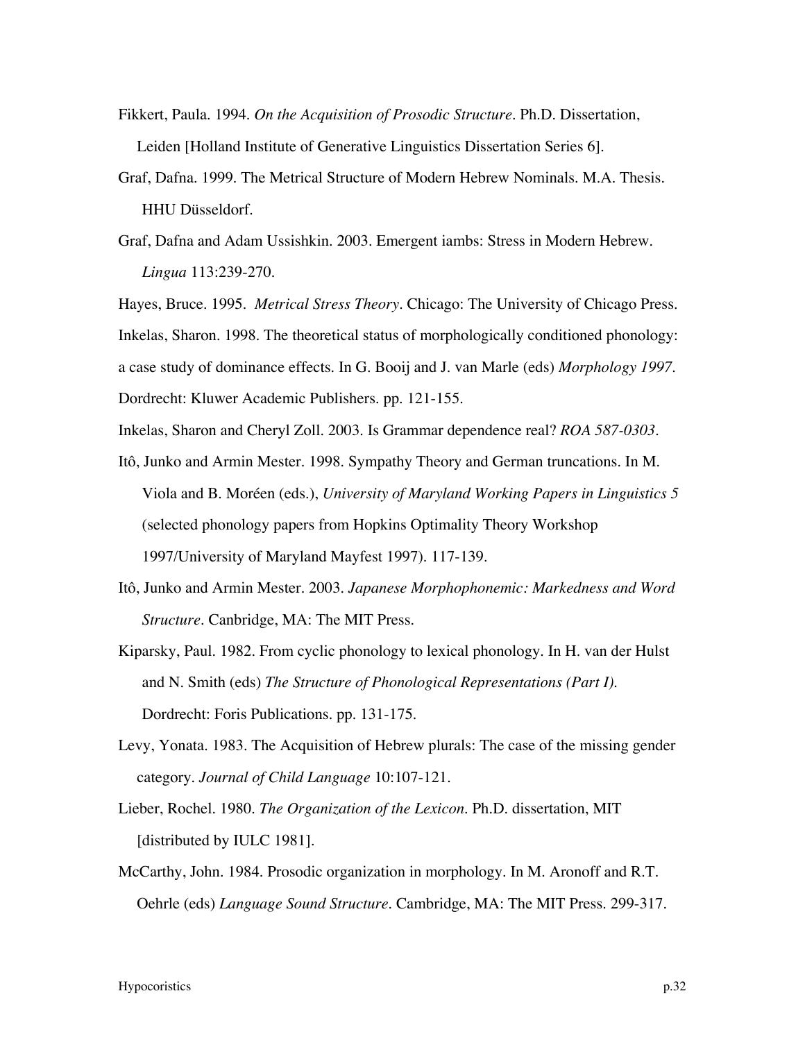Fikkert, Paula. 1994. *On the Acquisition of Prosodic Structure*. Ph.D. Dissertation, Leiden [Holland Institute of Generative Linguistics Dissertation Series 6].

Graf, Dafna. 1999. The Metrical Structure of Modern Hebrew Nominals. M.A. Thesis. HHU Düsseldorf.

Graf, Dafna and Adam Ussishkin. 2003. Emergent iambs: Stress in Modern Hebrew. *Lingua* 113:239-270.

Hayes, Bruce. 1995. *Metrical Stress Theory*. Chicago: The University of Chicago Press.

Inkelas, Sharon. 1998. The theoretical status of morphologically conditioned phonology: a case study of dominance effects. In G. Booij and J. van Marle (eds) *Morphology 1997*. Dordrecht: Kluwer Academic Publishers. pp. 121-155.

Inkelas, Sharon and Cheryl Zoll. 2003. Is Grammar dependence real? *ROA 587-0303*.

Itô, Junko and Armin Mester. 1998. Sympathy Theory and German truncations. In M. Viola and B. Moréen (eds.), *University of Maryland Working Papers in Linguistics 5* (selected phonology papers from Hopkins Optimality Theory Workshop 1997/University of Maryland Mayfest 1997). 117-139.

Itô, Junko and Armin Mester. 2003. *Japanese Morphophonemic: Markedness and Word Structure*. Canbridge, MA: The MIT Press.

Kiparsky, Paul. 1982. From cyclic phonology to lexical phonology. In H. van der Hulst and N. Smith (eds) *The Structure of Phonological Representations (Part I).* Dordrecht: Foris Publications. pp. 131-175.

Levy, Yonata. 1983. The Acquisition of Hebrew plurals: The case of the missing gender category. *Journal of Child Language* 10:107-121.

Lieber, Rochel. 1980. *The Organization of the Lexicon*. Ph.D. dissertation, MIT [distributed by IULC 1981].

McCarthy, John. 1984. Prosodic organization in morphology. In M. Aronoff and R.T. Oehrle (eds) *Language Sound Structure*. Cambridge, MA: The MIT Press. 299-317.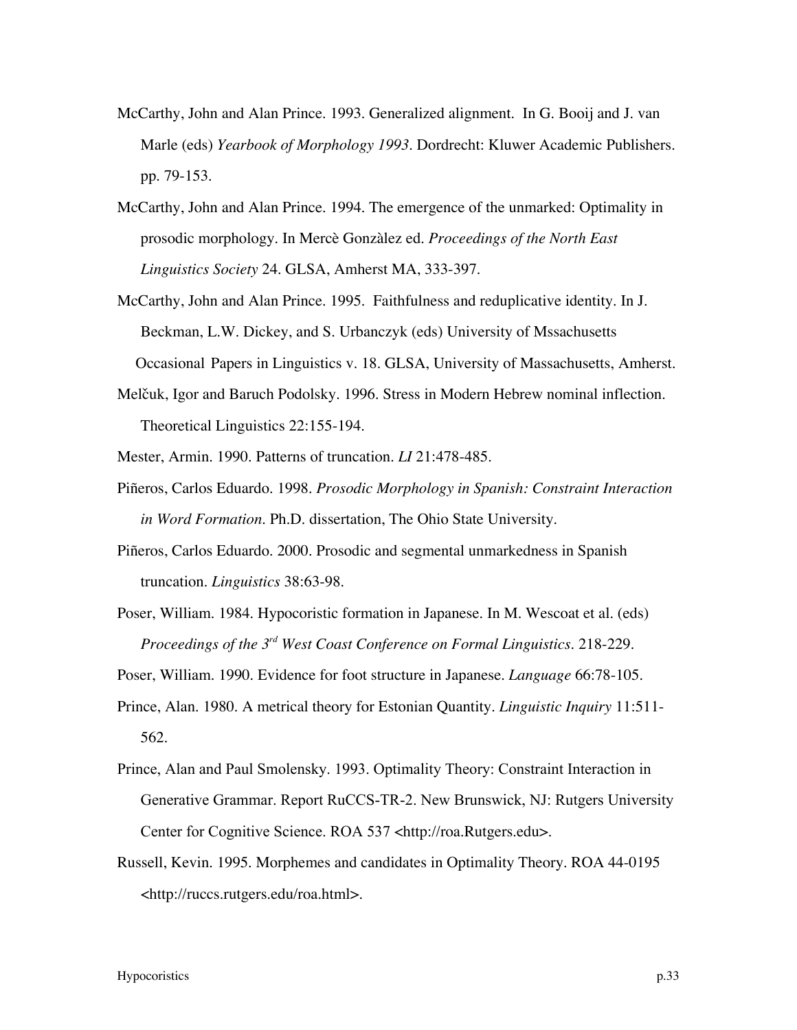McCarthy, John and Alan Prince. 1993. Generalized alignment. In G. Booij and J. van Marle (eds) *Yearbook of Morphology 1993*. Dordrecht: Kluwer Academic Publishers. pp. 79-153.

McCarthy, John and Alan Prince. 1994. The emergence of the unmarked: Optimality in prosodic morphology. In Mercè Gonzàlez ed. *Proceedings of the North East Linguistics Society* 24. GLSA, Amherst MA, 333-397.

McCarthy, John and Alan Prince. 1995. Faithfulness and reduplicative identity. In J. Beckman, L.W. Dickey, and S. Urbanczyk (eds) University of Mssachusetts Occasional Papers in Linguistics v. 18. GLSA, University of Massachusetts, Amherst.

Melčuk, Igor and Baruch Podolsky. 1996. Stress in Modern Hebrew nominal inflection. Theoretical Linguistics 22:155-194.

Mester, Armin. 1990. Patterns of truncation. *LI* 21:478-485.

Piñeros, Carlos Eduardo. 1998. *Prosodic Morphology in Spanish: Constraint Interaction in Word Formation*. Ph.D. dissertation, The Ohio State University.

Piñeros, Carlos Eduardo. 2000. Prosodic and segmental unmarkedness in Spanish truncation. *Linguistics* 38:63-98.

Poser, William. 1984. Hypocoristic formation in Japanese. In M. Wescoat et al. (eds) *Proceedings of the 3rd West Coast Conference on Formal Linguistics*. 218-229.

Poser, William. 1990. Evidence for foot structure in Japanese. *Language* 66:78-105.

Prince, Alan. 1980. A metrical theory for Estonian Quantity. *Linguistic Inquiry* 11:511-562.

Prince, Alan and Paul Smolensky. 1993. Optimality Theory: Constraint Interaction in Generative Grammar. Report RuCCS-TR-2. New Brunswick, NJ: Rutgers University Center for Cognitive Science. ROA 537 <http://roa.Rutgers.edu>.

Russell, Kevin. 1995. Morphemes and candidates in Optimality Theory. ROA 44-0195 <http://ruccs.rutgers.edu/roa.html>.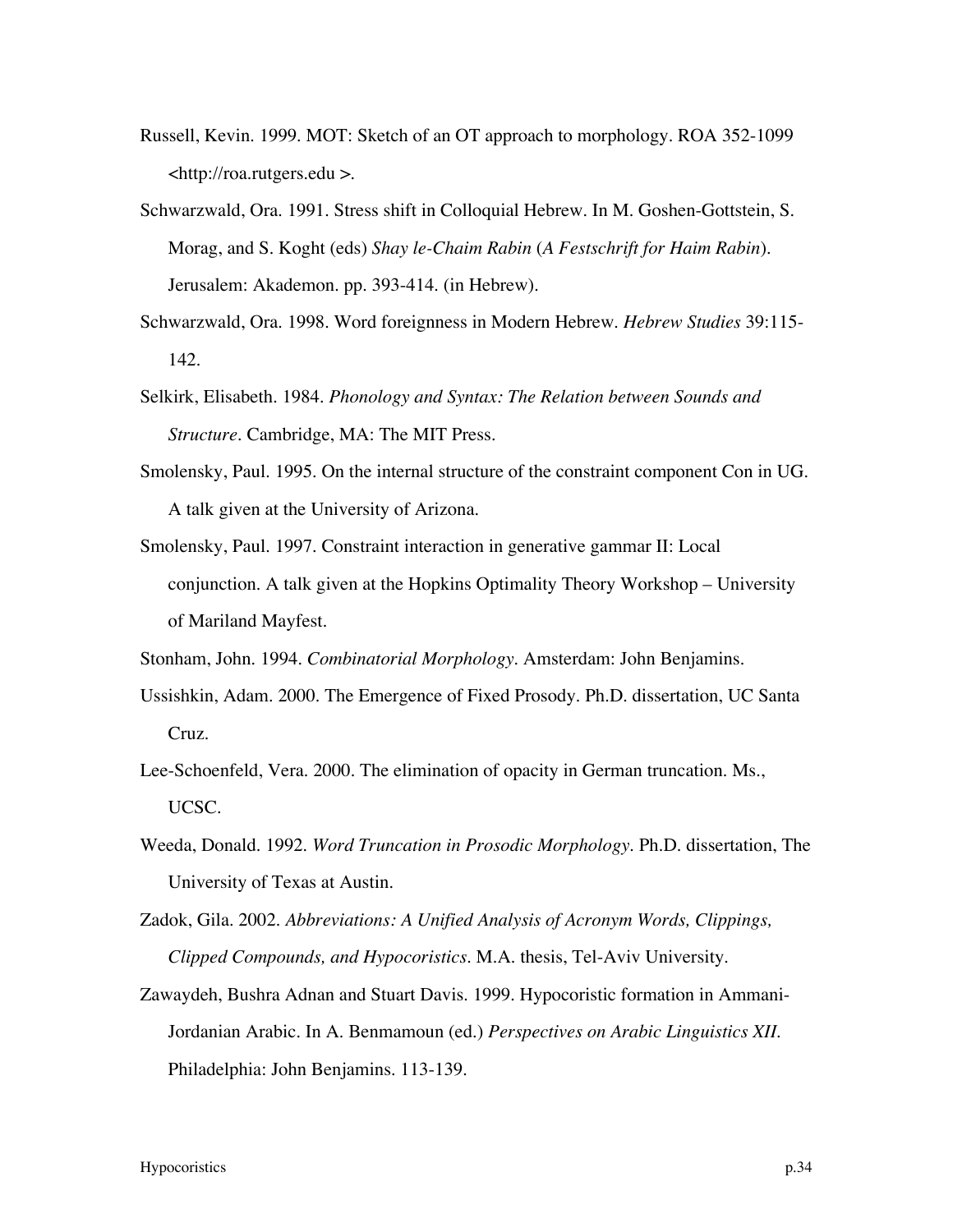Russell, Kevin. 1999. MOT: Sketch of an OT approach to morphology. ROA 352-1099 <http://roa.rutgers.edu >.

Schwarzwald, Ora. 1991. Stress shift in Colloquial Hebrew. In M. Goshen-Gottstein, S. Morag, and S. Koght (eds) *Shay le-Chaim Rabin* (*A Festschrift for Haim Rabin*). Jerusalem: Akademon. pp. 393-414. (in Hebrew).

Schwarzwald, Ora. 1998. Word foreignness in Modern Hebrew. *Hebrew Studies* 39:115-142.

Selkirk, Elisabeth. 1984. *Phonology and Syntax: The Relation between Sounds and Structure*. Cambridge, MA: The MIT Press.

Smolensky, Paul. 1995. On the internal structure of the constraint component Con in UG. A talk given at the University of Arizona.

Smolensky, Paul. 1997. Constraint interaction in generative gammar II: Local conjunction. A talk given at the Hopkins Optimality Theory Workshop – University of Mariland Mayfest.

Stonham, John. 1994. *Combinatorial Morphology*. Amsterdam: John Benjamins.

Ussishkin, Adam. 2000. The Emergence of Fixed Prosody. Ph.D. dissertation, UC Santa Cruz.

Lee-Schoenfeld, Vera. 2000. The elimination of opacity in German truncation. Ms., UCSC.

Weeda, Donald. 1992. *Word Truncation in Prosodic Morphology*. Ph.D. dissertation, The University of Texas at Austin.

Zadok, Gila. 2002. *Abbreviations: A Unified Analysis of Acronym Words, Clippings, Clipped Compounds, and Hypocoristics*. M.A. thesis, Tel-Aviv University.

Zawaydeh, Bushra Adnan and Stuart Davis. 1999. Hypocoristic formation in Ammani-Jordanian Arabic. In A. Benmamoun (ed.) *Perspectives on Arabic Linguistics XII*. Philadelphia: John Benjamins. 113-139.